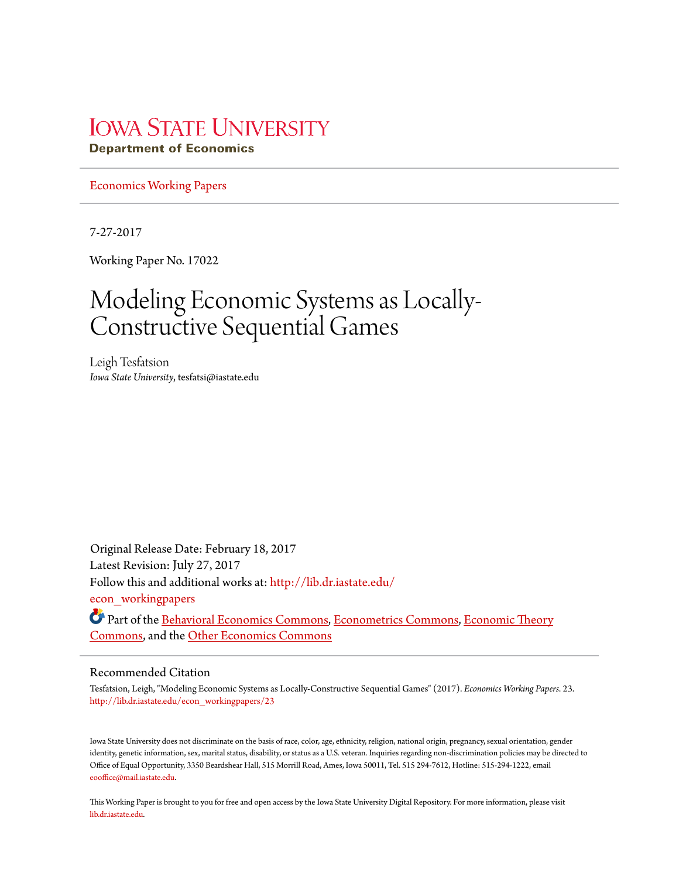# Iowa State University

**Department of Economics**

Economics Working Papers

7-27-2017

Working Paper No. 17022

# Modeling Economic Systems as Locally-Constructive Sequential Games

Leigh Tesfatsion
*Iowa State University*, tesfatsi@iastate.edu

Original Release Date: February 18, 2017
Latest Revision: July 27, 2017
Follow this and additional works at: http://lib.dr.iastate.edu/econ_workingpapers

Part of the Behavioral Economics Commons, Econometrics Commons, Economic Theory Commons, and the Other Economics Commons

## Recommended Citation

Tesfatsion, Leigh, "Modeling Economic Systems as Locally-Constructive Sequential Games" (2017). *Economics Working Papers*. 23. http://lib.dr.iastate.edu/econ_workingpapers/23

Iowa State University does not discriminate on the basis of race, color, age, ethnicity, religion, national origin, pregnancy, sexual orientation, gender identity, genetic information, sex, marital status, disability, or status as a U.S. veteran. Inquiries regarding non-discrimination policies may be directed to Office of Equal Opportunity, 3350 Beardshear Hall, 515 Morrill Road, Ames, Iowa 50011, Tel. 515 294-7612, Hotline: 515-294-1222, email eooffice@mail.iastate.edu.

This Working Paper is brought to you for free and open access by the Iowa State University Digital Repository. For more information, please visit lib.dr.iastate.edu.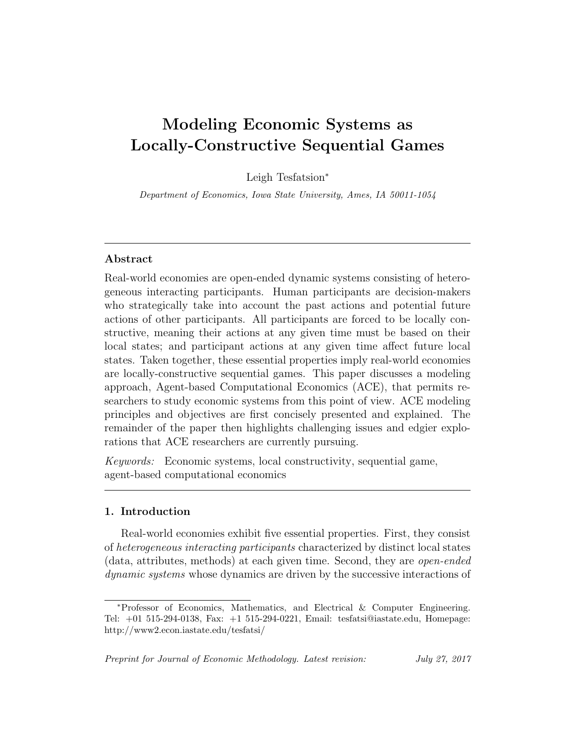# Modeling Economic Systems as Locally-Constructive Sequential Games

Leigh Tesfatsion*

*Department of Economics, Iowa State University, Ames, IA 50011-1054*

---

## Abstract

Real-world economies are open-ended dynamic systems consisting of heterogeneous interacting participants. Human participants are decision-makers who strategically take into account the past actions and potential future actions of other participants. All participants are forced to be locally constructive, meaning their actions at any given time must be based on their local states; and participant actions at any given time affect future local states. Taken together, these essential properties imply real-world economies are locally-constructive sequential games. This paper discusses a modeling approach, Agent-based Computational Economics (ACE), that permits researchers to study economic systems from this point of view. ACE modeling principles and objectives are first concisely presented and explained. The remainder of the paper then highlights challenging issues and edgier explorations that ACE researchers are currently pursuing.

*Keywords:* Economic systems, local constructivity, sequential game, agent-based computational economics

---

## 1. Introduction

Real-world economies exhibit five essential properties. First, they consist of *heterogeneous interacting participants* characterized by distinct local states (data, attributes, methods) at each given time. Second, they are *open-ended dynamic systems* whose dynamics are driven by the successive interactions of

---

*Professor of Economics, Mathematics, and Electrical & Computer Engineering. Tel: +01 515-294-0138, Fax: +1 515-294-0221, Email: tesfatsi@iastate.edu, Homepage: http://www2.econ.iastate.edu/tesfatsi/

*Preprint for Journal of Economic Methodology. Latest revision: July 27, 2017*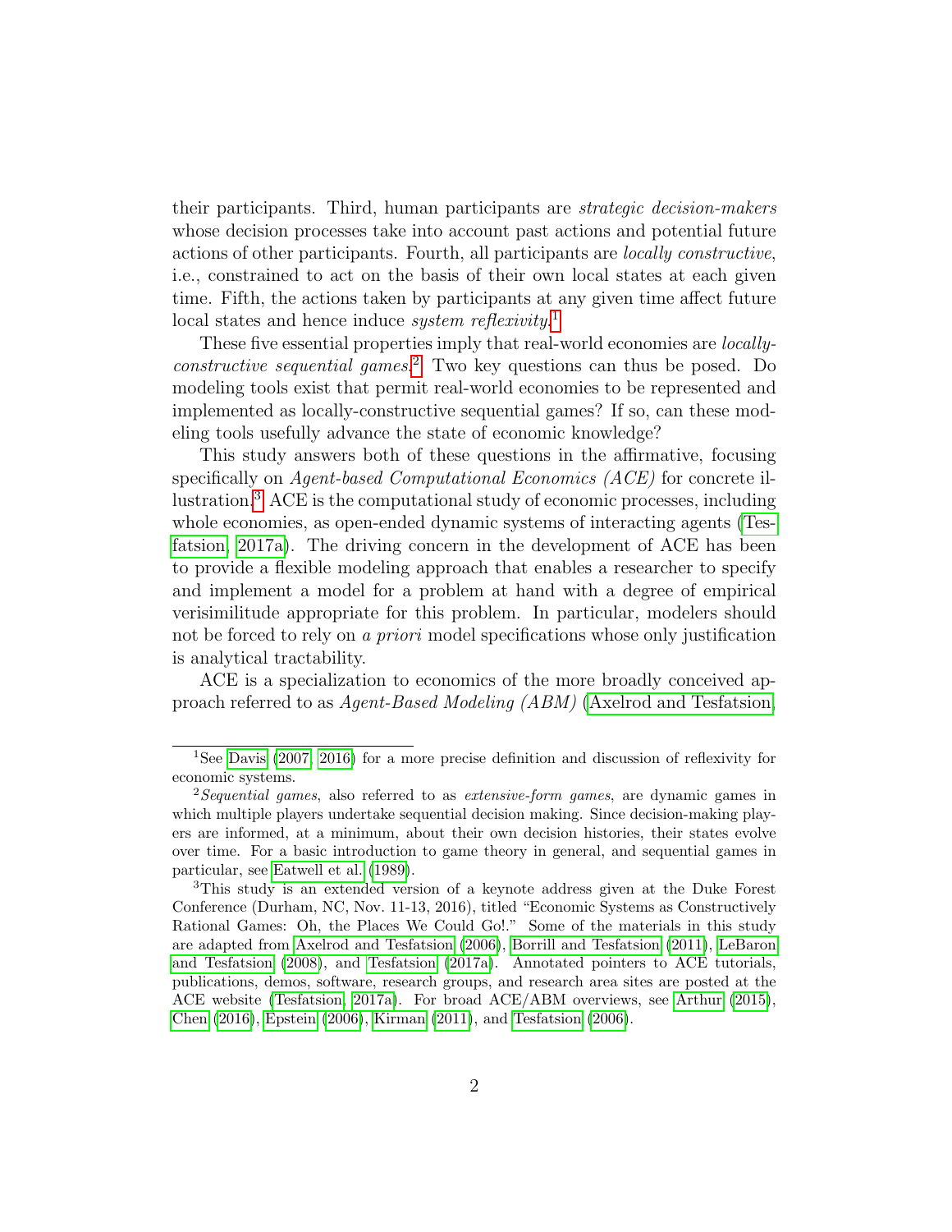their participants. Third, human participants are *strategic decision-makers* whose decision processes take into account past actions and potential future actions of other participants. Fourth, all participants are *locally constructive*, i.e., constrained to act on the basis of their own local states at each given time. Fifth, the actions taken by participants at any given time affect future local states and hence induce *system reflexivity*.[1]

These five essential properties imply that real-world economies are *locally-constructive sequential games*.[2] Two key questions can thus be posed. Do modeling tools exist that permit real-world economies to be represented and implemented as locally-constructive sequential games? If so, can these modeling tools usefully advance the state of economic knowledge?

This study answers both of these questions in the affirmative, focusing specifically on *Agent-based Computational Economics (ACE)* for concrete illustration.[3] ACE is the computational study of economic processes, including whole economies, as open-ended dynamic systems of interacting agents (Tesfatsion, 2017a). The driving concern in the development of ACE has been to provide a flexible modeling approach that enables a researcher to specify and implement a model for a problem at hand with a degree of empirical verisimilitude appropriate for this problem. In particular, modelers should not be forced to rely on *a priori* model specifications whose only justification is analytical tractability.

ACE is a specialization to economics of the more broadly conceived approach referred to as *Agent-Based Modeling (ABM)* (Axelrod and Tesfatsion,

---

[1] See Davis (2007, 2016) for a more precise definition and discussion of reflexivity for economic systems.

[2] *Sequential games*, also referred to as *extensive-form games*, are dynamic games in which multiple players undertake sequential decision making. Since decision-making players are informed, at a minimum, about their own decision histories, their states evolve over time. For a basic introduction to game theory in general, and sequential games in particular, see Eatwell et al. (1989).

[3] This study is an extended version of a keynote address given at the Duke Forest Conference (Durham, NC, Nov. 11-13, 2016), titled "Economic Systems as Constructively Rational Games: Oh, the Places We Could Go!." Some of the materials in this study are adapted from Axelrod and Tesfatsion (2006), Borrill and Tesfatsion (2011), LeBaron and Tesfatsion (2008), and Tesfatsion (2017a). Annotated pointers to ACE tutorials, publications, demos, software, research groups, and research area sites are posted at the ACE website (Tesfatsion, 2017a). For broad ACE/ABM overviews, see Arthur (2015), Chen (2016), Epstein (2006), Kirman (2011), and Tesfatsion (2006).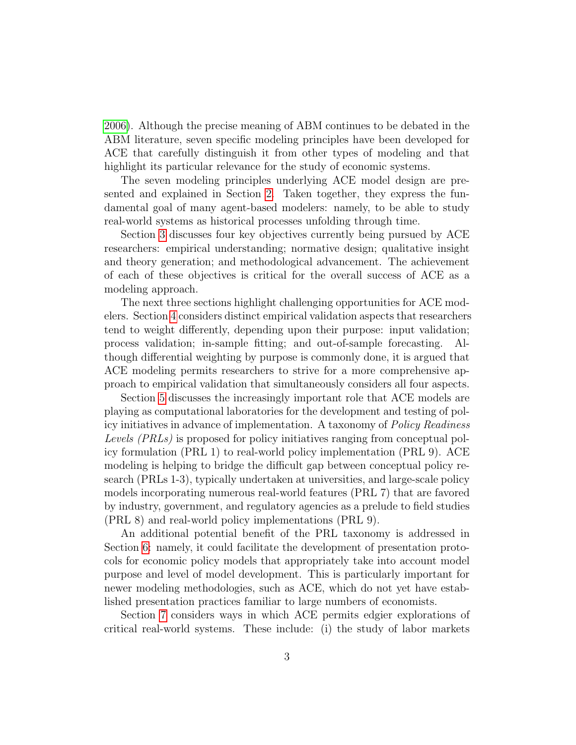2006). Although the precise meaning of ABM continues to be debated in the ABM literature, seven specific modeling principles have been developed for ACE that carefully distinguish it from other types of modeling and that highlight its particular relevance for the study of economic systems.

The seven modeling principles underlying ACE model design are presented and explained in Section 2. Taken together, they express the fundamental goal of many agent-based modelers: namely, to be able to study real-world systems as historical processes unfolding through time.

Section 3 discusses four key objectives currently being pursued by ACE researchers: empirical understanding; normative design; qualitative insight and theory generation; and methodological advancement. The achievement of each of these objectives is critical for the overall success of ACE as a modeling approach.

The next three sections highlight challenging opportunities for ACE modelers. Section 4 considers distinct empirical validation aspects that researchers tend to weight differently, depending upon their purpose: input validation; process validation; in-sample fitting; and out-of-sample forecasting. Although differential weighting by purpose is commonly done, it is argued that ACE modeling permits researchers to strive for a more comprehensive approach to empirical validation that simultaneously considers all four aspects.

Section 5 discusses the increasingly important role that ACE models are playing as computational laboratories for the development and testing of policy initiatives in advance of implementation. A taxonomy of *Policy Readiness Levels (PRLs)* is proposed for policy initiatives ranging from conceptual policy formulation (PRL 1) to real-world policy implementation (PRL 9). ACE modeling is helping to bridge the difficult gap between conceptual policy research (PRLs 1-3), typically undertaken at universities, and large-scale policy models incorporating numerous real-world features (PRL 7) that are favored by industry, government, and regulatory agencies as a prelude to field studies (PRL 8) and real-world policy implementations (PRL 9).

An additional potential benefit of the PRL taxonomy is addressed in Section 6: namely, it could facilitate the development of presentation protocols for economic policy models that appropriately take into account model purpose and level of model development. This is particularly important for newer modeling methodologies, such as ACE, which do not yet have established presentation practices familiar to large numbers of economists.

Section 7 considers ways in which ACE permits edgier explorations of critical real-world systems. These include: (i) the study of labor markets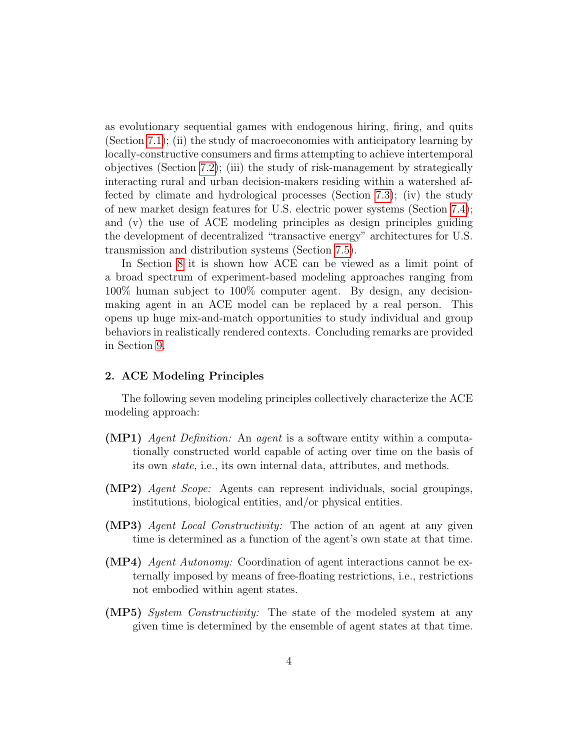as evolutionary sequential games with endogenous hiring, firing, and quits (Section 7.1); (ii) the study of macroeconomies with anticipatory learning by locally-constructive consumers and firms attempting to achieve intertemporal objectives (Section 7.2); (iii) the study of risk-management by strategically interacting rural and urban decision-makers residing within a watershed affected by climate and hydrological processes (Section 7.3); (iv) the study of new market design features for U.S. electric power systems (Section 7.4); and (v) the use of ACE modeling principles as design principles guiding the development of decentralized "transactive energy" architectures for U.S. transmission and distribution systems (Section 7.5).

In Section 8 it is shown how ACE can be viewed as a limit point of a broad spectrum of experiment-based modeling approaches ranging from 100% human subject to 100% computer agent. By design, any decision-making agent in an ACE model can be replaced by a real person. This opens up huge mix-and-match opportunities to study individual and group behaviors in realistically rendered contexts. Concluding remarks are provided in Section 9.

## 2. ACE Modeling Principles

The following seven modeling principles collectively characterize the ACE modeling approach:

- **(MP1)** *Agent Definition:* An *agent* is a software entity within a computationally constructed world capable of acting over time on the basis of its own *state*, i.e., its own internal data, attributes, and methods.
- **(MP2)** *Agent Scope:* Agents can represent individuals, social groupings, institutions, biological entities, and/or physical entities.
- **(MP3)** *Agent Local Constructivity:* The action of an agent at any given time is determined as a function of the agent's own state at that time.
- **(MP4)** *Agent Autonomy:* Coordination of agent interactions cannot be externally imposed by means of free-floating restrictions, i.e., restrictions not embodied within agent states.
- **(MP5)** *System Constructivity:* The state of the modeled system at any given time is determined by the ensemble of agent states at that time.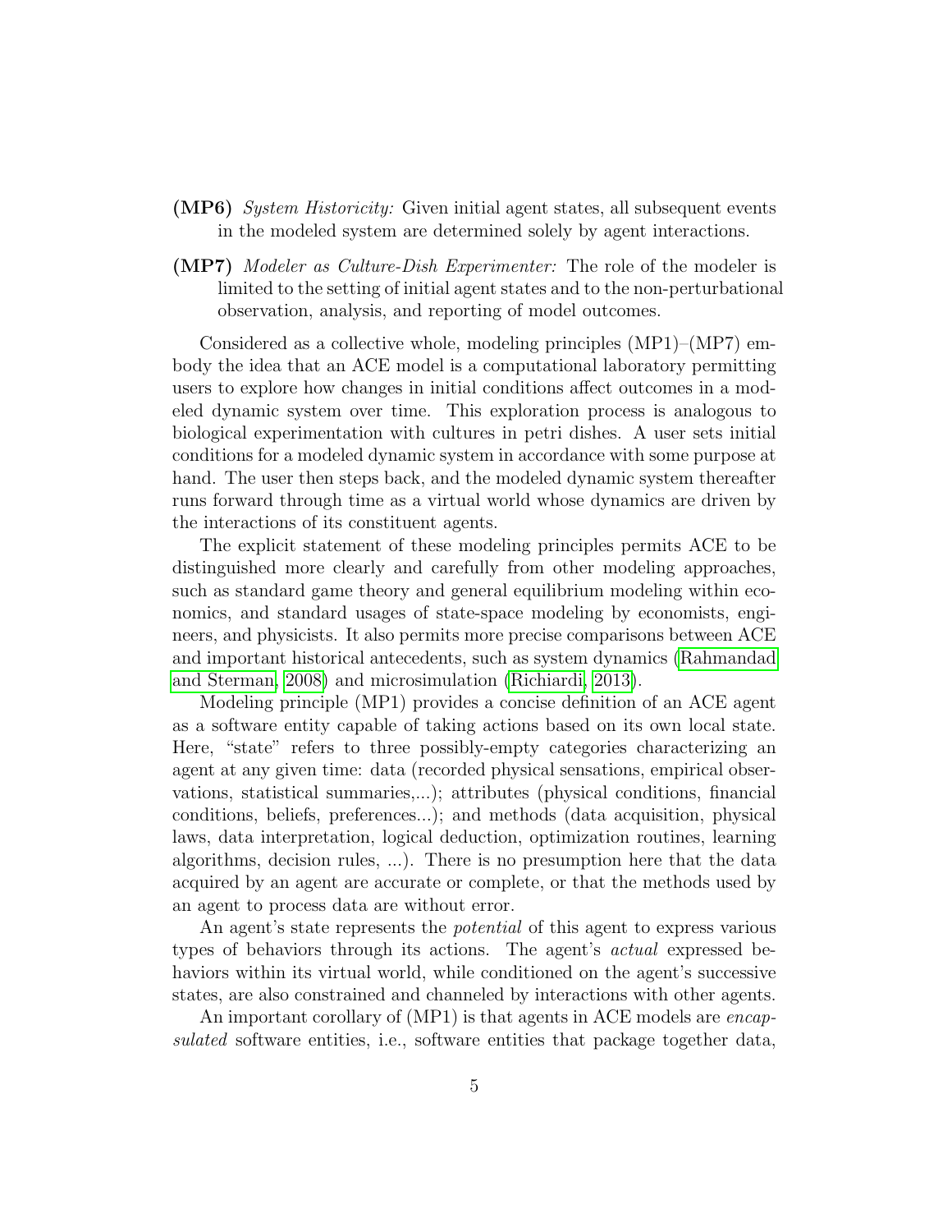**(MP6)** *System Historicity:* Given initial agent states, all subsequent events in the modeled system are determined solely by agent interactions.

**(MP7)** *Modeler as Culture-Dish Experimenter:* The role of the modeler is limited to the setting of initial agent states and to the non-perturbational observation, analysis, and reporting of model outcomes.

Considered as a collective whole, modeling principles (MP1)–(MP7) embody the idea that an ACE model is a computational laboratory permitting users to explore how changes in initial conditions affect outcomes in a modeled dynamic system over time. This exploration process is analogous to biological experimentation with cultures in petri dishes. A user sets initial conditions for a modeled dynamic system in accordance with some purpose at hand. The user then steps back, and the modeled dynamic system thereafter runs forward through time as a virtual world whose dynamics are driven by the interactions of its constituent agents.

The explicit statement of these modeling principles permits ACE to be distinguished more clearly and carefully from other modeling approaches, such as standard game theory and general equilibrium modeling within economics, and standard usages of state-space modeling by economists, engineers, and physicists. It also permits more precise comparisons between ACE and important historical antecedents, such as system dynamics (Rahmandad and Sterman, 2008) and microsimulation (Richiardi, 2013).

Modeling principle (MP1) provides a concise definition of an ACE agent as a software entity capable of taking actions based on its own local state. Here, "state" refers to three possibly-empty categories characterizing an agent at any given time: data (recorded physical sensations, empirical observations, statistical summaries,...); attributes (physical conditions, financial conditions, beliefs, preferences...); and methods (data acquisition, physical laws, data interpretation, logical deduction, optimization routines, learning algorithms, decision rules, ...). There is no presumption here that the data acquired by an agent are accurate or complete, or that the methods used by an agent to process data are without error.

An agent's state represents the *potential* of this agent to express various types of behaviors through its actions. The agent's *actual* expressed behaviors within its virtual world, while conditioned on the agent's successive states, are also constrained and channeled by interactions with other agents.

An important corollary of (MP1) is that agents in ACE models are *encapsulated* software entities, i.e., software entities that package together data,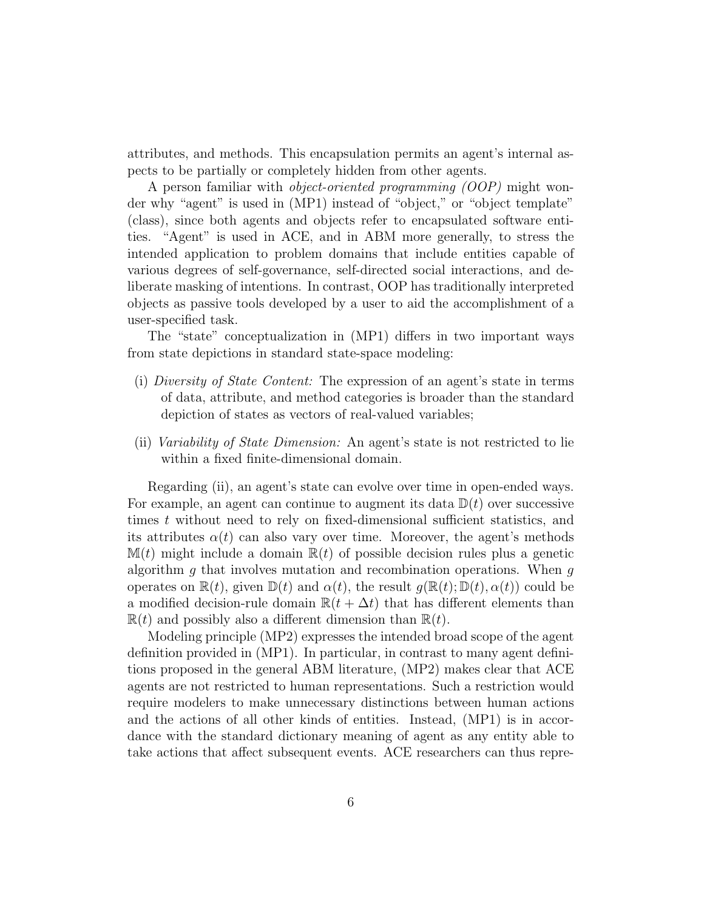attributes, and methods. This encapsulation permits an agent's internal aspects to be partially or completely hidden from other agents.

A person familiar with *object-oriented programming (OOP)* might wonder why "agent" is used in (MP1) instead of "object," or "object template" (class), since both agents and objects refer to encapsulated software entities. "Agent" is used in ACE, and in ABM more generally, to stress the intended application to problem domains that include entities capable of various degrees of self-governance, self-directed social interactions, and deliberate masking of intentions. In contrast, OOP has traditionally interpreted objects as passive tools developed by a user to aid the accomplishment of a user-specified task.

The "state" conceptualization in (MP1) differs in two important ways from state depictions in standard state-space modeling:

(i) *Diversity of State Content:* The expression of an agent's state in terms of data, attribute, and method categories is broader than the standard depiction of states as vectors of real-valued variables;

(ii) *Variability of State Dimension:* An agent's state is not restricted to lie within a fixed finite-dimensional domain.

Regarding (ii), an agent's state can evolve over time in open-ended ways. For example, an agent can continue to augment its data $\mathbb{D}(t)$ over successive times $t$ without need to rely on fixed-dimensional sufficient statistics, and its attributes $\alpha(t)$ can also vary over time. Moreover, the agent's methods $\mathbb{M}(t)$ might include a domain $\mathbb{R}(t)$ of possible decision rules plus a genetic algorithm $g$ that involves mutation and recombination operations. When $g$ operates on $\mathbb{R}(t)$, given $\mathbb{D}(t)$ and $\alpha(t)$, the result $g(\mathbb{R}(t); \mathbb{D}(t), \alpha(t))$ could be a modified decision-rule domain $\mathbb{R}(t + \Delta t)$ that has different elements than $\mathbb{R}(t)$ and possibly also a different dimension than $\mathbb{R}(t)$.

Modeling principle (MP2) expresses the intended broad scope of the agent definition provided in (MP1). In particular, in contrast to many agent definitions proposed in the general ABM literature, (MP2) makes clear that ACE agents are not restricted to human representations. Such a restriction would require modelers to make unnecessary distinctions between human actions and the actions of all other kinds of entities. Instead, (MP1) is in accordance with the standard dictionary meaning of agent as any entity able to take actions that affect subsequent events. ACE researchers can thus repre-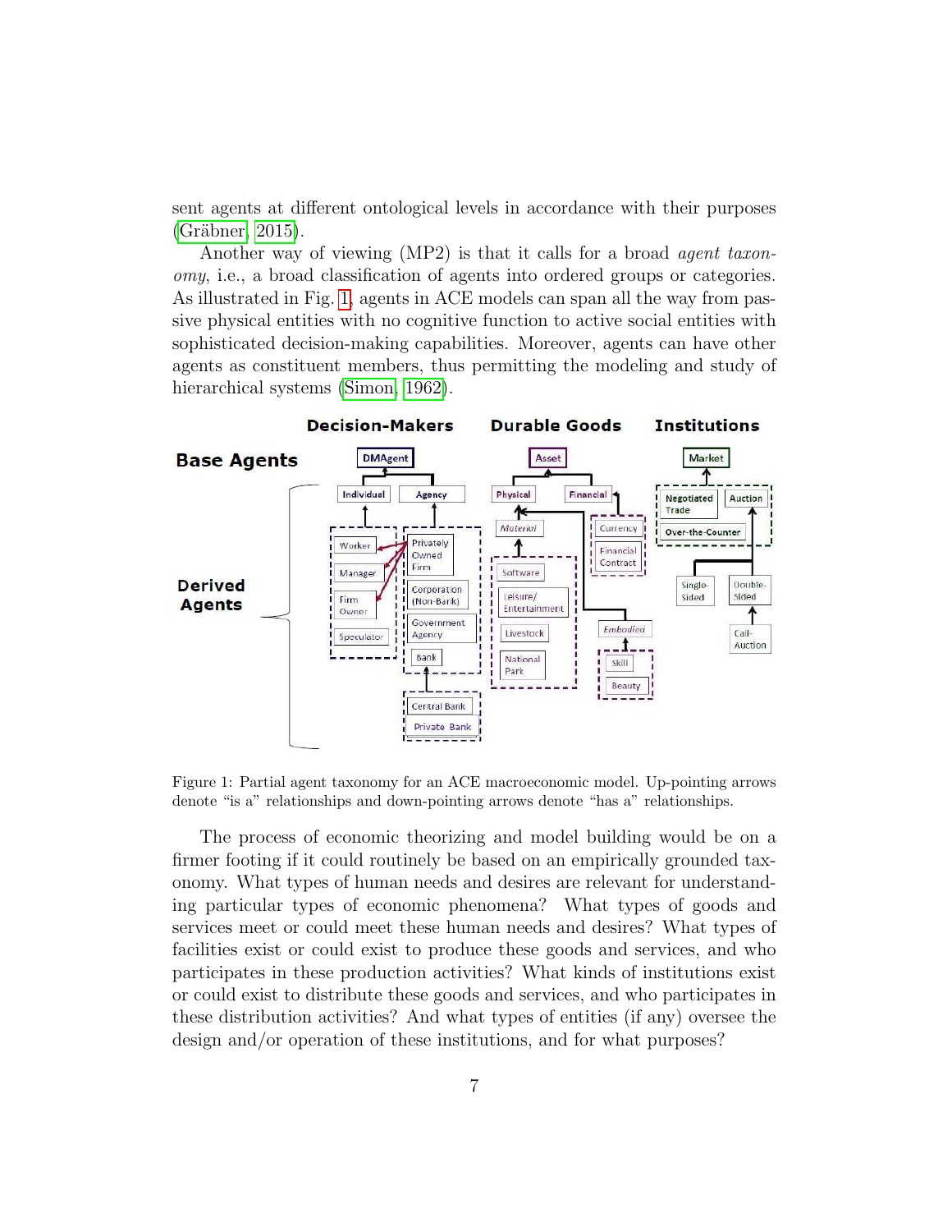sent agents at different ontological levels in accordance with their purposes (Gräbner, 2015).

Another way of viewing (MP2) is that it calls for a broad *agent taxonomy*, i.e., a broad classification of agents into ordered groups or categories. As illustrated in Fig. 1, agents in ACE models can span all the way from passive physical entities with no cognitive function to active social entities with sophisticated decision-making capabilities. Moreover, agents can have other agents as constituent members, thus permitting the modeling and study of hierarchical systems (Simon, 1962).

Figure 1: Partial agent taxonomy for an ACE macroeconomic model. Up-pointing arrows denote "is a" relationships and down-pointing arrows denote "has a" relationships.

The process of economic theorizing and model building would be on a firmer footing if it could routinely be based on an empirically grounded taxonomy. What types of human needs and desires are relevant for understanding particular types of economic phenomena? What types of goods and services meet or could meet these human needs and desires? What types of facilities exist or could exist to produce these goods and services, and who participates in these production activities? What kinds of institutions exist or could exist to distribute these goods and services, and who participates in these distribution activities? And what types of entities (if any) oversee the design and/or operation of these institutions, and for what purposes?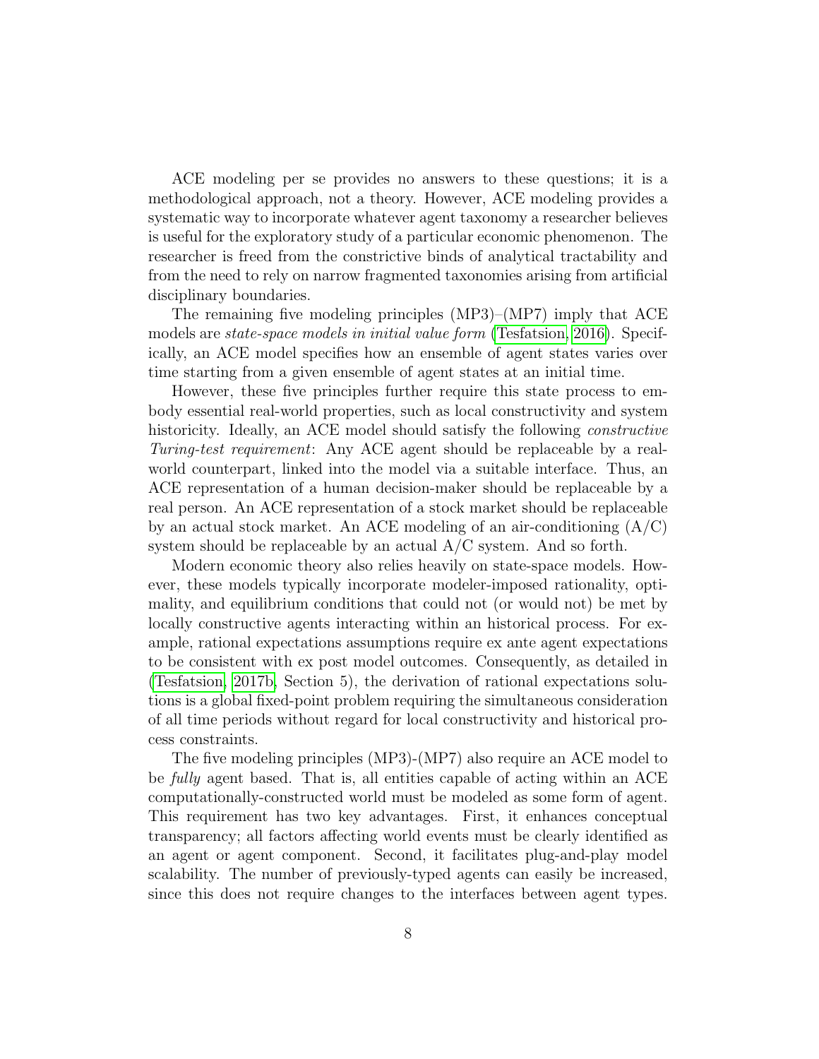ACE modeling per se provides no answers to these questions; it is a methodological approach, not a theory. However, ACE modeling provides a systematic way to incorporate whatever agent taxonomy a researcher believes is useful for the exploratory study of a particular economic phenomenon. The researcher is freed from the constrictive binds of analytical tractability and from the need to rely on narrow fragmented taxonomies arising from artificial disciplinary boundaries.

The remaining five modeling principles (MP3)–(MP7) imply that ACE models are *state-space models in initial value form* (Tesfatsion, 2016). Specifically, an ACE model specifies how an ensemble of agent states varies over time starting from a given ensemble of agent states at an initial time.

However, these five principles further require this state process to embody essential real-world properties, such as local constructivity and system historicity. Ideally, an ACE model should satisfy the following *constructive Turing-test requirement*: Any ACE agent should be replaceable by a real-world counterpart, linked into the model via a suitable interface. Thus, an ACE representation of a human decision-maker should be replaceable by a real person. An ACE representation of a stock market should be replaceable by an actual stock market. An ACE modeling of an air-conditioning (A/C) system should be replaceable by an actual A/C system. And so forth.

Modern economic theory also relies heavily on state-space models. However, these models typically incorporate modeler-imposed rationality, optimality, and equilibrium conditions that could not (or would not) be met by locally constructive agents interacting within an historical process. For example, rational expectations assumptions require ex ante agent expectations to be consistent with ex post model outcomes. Consequently, as detailed in (Tesfatsion, 2017b, Section 5), the derivation of rational expectations solutions is a global fixed-point problem requiring the simultaneous consideration of all time periods without regard for local constructivity and historical process constraints.

The five modeling principles (MP3)-(MP7) also require an ACE model to be *fully* agent based. That is, all entities capable of acting within an ACE computationally-constructed world must be modeled as some form of agent. This requirement has two key advantages. First, it enhances conceptual transparency; all factors affecting world events must be clearly identified as an agent or agent component. Second, it facilitates plug-and-play model scalability. The number of previously-typed agents can easily be increased, since this does not require changes to the interfaces between agent types.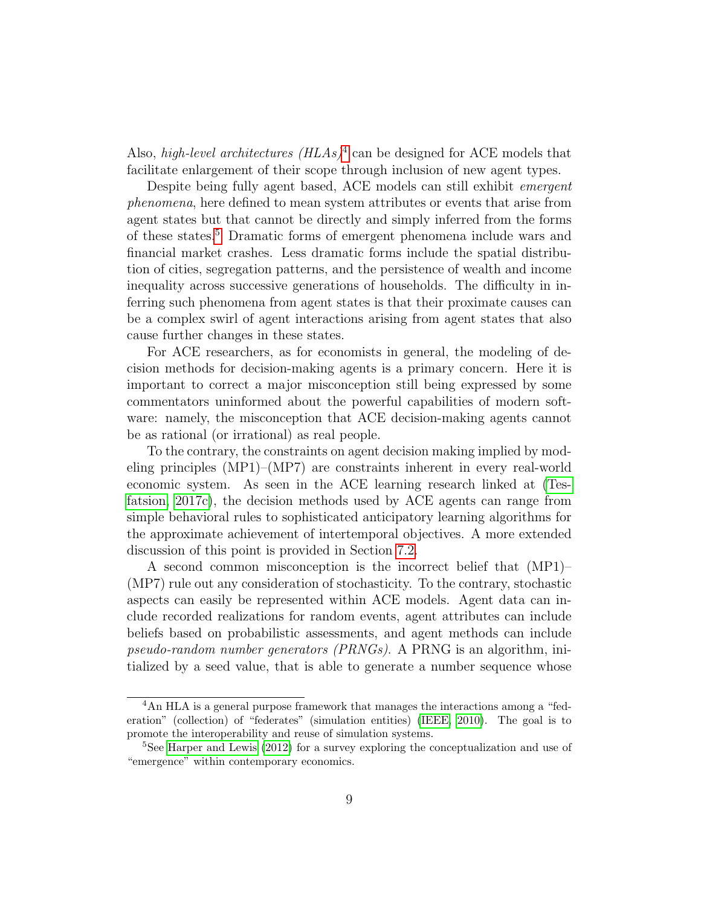Also, *high-level architectures (HLAs)*[4] can be designed for ACE models that facilitate enlargement of their scope through inclusion of new agent types.

Despite being fully agent based, ACE models can still exhibit *emergent phenomena*, here defined to mean system attributes or events that arise from agent states but that cannot be directly and simply inferred from the forms of these states.[5] Dramatic forms of emergent phenomena include wars and financial market crashes. Less dramatic forms include the spatial distribution of cities, segregation patterns, and the persistence of wealth and income inequality across successive generations of households. The difficulty in inferring such phenomena from agent states is that their proximate causes can be a complex swirl of agent interactions arising from agent states that also cause further changes in these states.

For ACE researchers, as for economists in general, the modeling of decision methods for decision-making agents is a primary concern. Here it is important to correct a major misconception still being expressed by some commentators uninformed about the powerful capabilities of modern software: namely, the misconception that ACE decision-making agents cannot be as rational (or irrational) as real people.

To the contrary, the constraints on agent decision making implied by modeling principles (MP1)–(MP7) are constraints inherent in every real-world economic system. As seen in the ACE learning research linked at (Tesfatsion, 2017c), the decision methods used by ACE agents can range from simple behavioral rules to sophisticated anticipatory learning algorithms for the approximate achievement of intertemporal objectives. A more extended discussion of this point is provided in Section 7.2.

A second common misconception is the incorrect belief that (MP1)–(MP7) rule out any consideration of stochasticity. To the contrary, stochastic aspects can easily be represented within ACE models. Agent data can include recorded realizations for random events, agent attributes can include beliefs based on probabilistic assessments, and agent methods can include *pseudo-random number generators (PRNGs)*. A PRNG is an algorithm, initialized by a seed value, that is able to generate a number sequence whose

---

[4] An HLA is a general purpose framework that manages the interactions among a "federation" (collection) of "federates" (simulation entities) (IEEE, 2010). The goal is to promote the interoperability and reuse of simulation systems.

[5] See Harper and Lewis (2012) for a survey exploring the conceptualization and use of "emergence" within contemporary economics.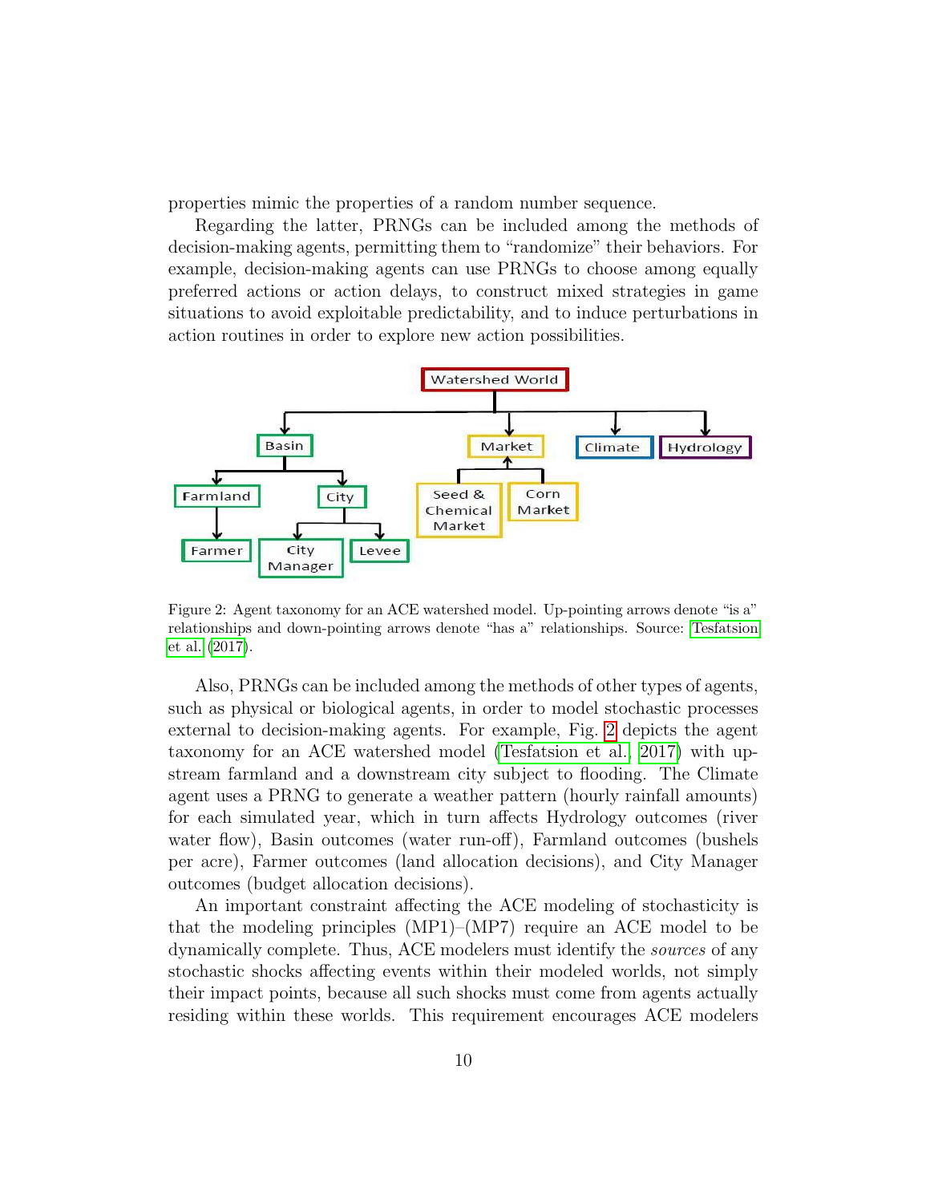properties mimic the properties of a random number sequence.

Regarding the latter, PRNGs can be included among the methods of decision-making agents, permitting them to "randomize" their behaviors. For example, decision-making agents can use PRNGs to choose among equally preferred actions or action delays, to construct mixed strategies in game situations to avoid exploitable predictability, and to induce perturbations in action routines in order to explore new action possibilities.

Figure 2: Agent taxonomy for an ACE watershed model. Up-pointing arrows denote "is a" relationships and down-pointing arrows denote "has a" relationships. Source: Tesfatsion et al. (2017).

Also, PRNGs can be included among the methods of other types of agents, such as physical or biological agents, in order to model stochastic processes external to decision-making agents. For example, Fig. 2 depicts the agent taxonomy for an ACE watershed model (Tesfatsion et al., 2017) with upstream farmland and a downstream city subject to flooding. The Climate agent uses a PRNG to generate a weather pattern (hourly rainfall amounts) for each simulated year, which in turn affects Hydrology outcomes (river water flow), Basin outcomes (water run-off), Farmland outcomes (bushels per acre), Farmer outcomes (land allocation decisions), and City Manager outcomes (budget allocation decisions).

An important constraint affecting the ACE modeling of stochasticity is that the modeling principles (MP1)–(MP7) require an ACE model to be dynamically complete. Thus, ACE modelers must identify the *sources* of any stochastic shocks affecting events within their modeled worlds, not simply their impact points, because all such shocks must come from agents actually residing within these worlds. This requirement encourages ACE modelers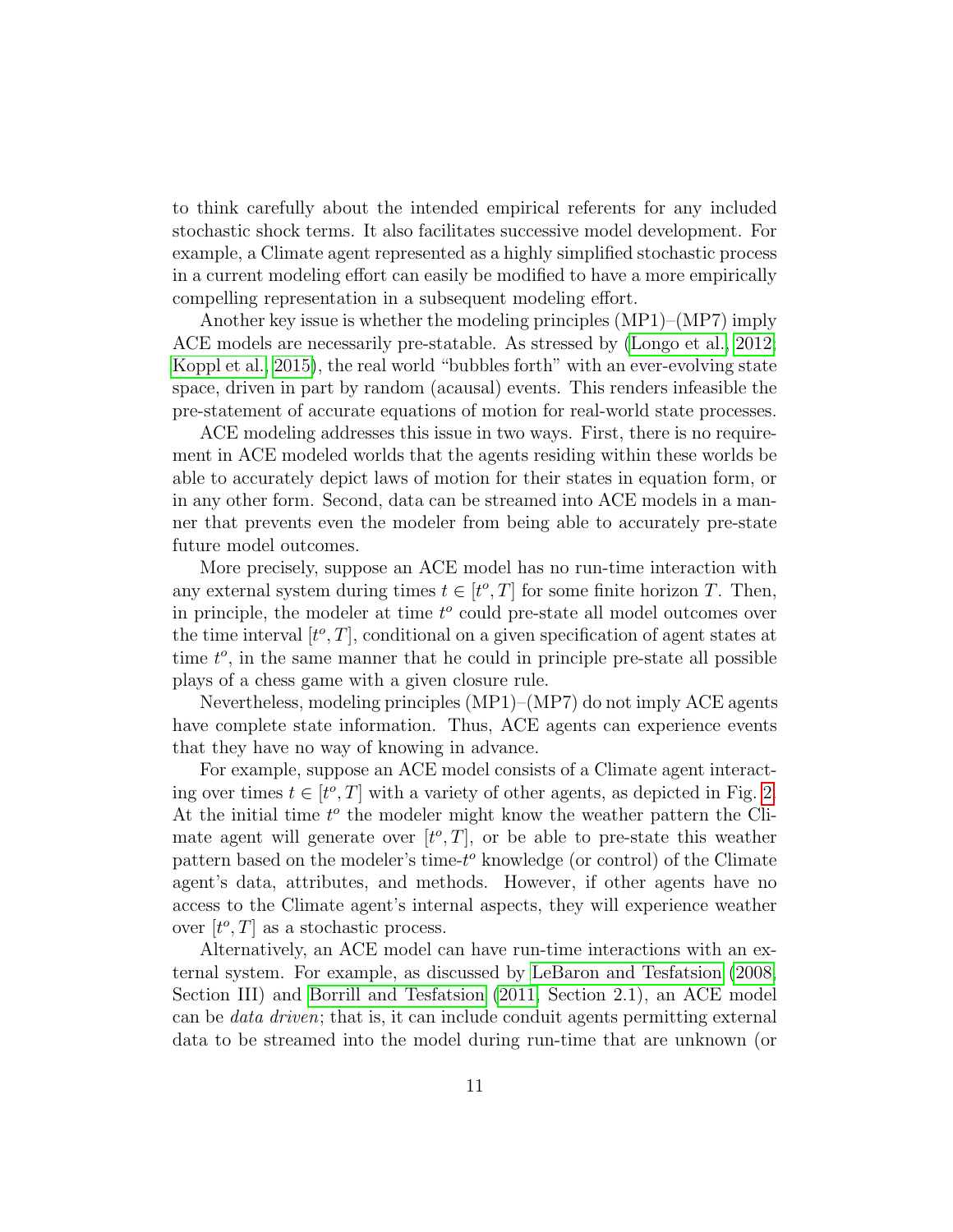to think carefully about the intended empirical referents for any included stochastic shock terms. It also facilitates successive model development. For example, a Climate agent represented as a highly simplified stochastic process in a current modeling effort can easily be modified to have a more empirically compelling representation in a subsequent modeling effort.

Another key issue is whether the modeling principles (MP1)–(MP7) imply ACE models are necessarily pre-statable. As stressed by (Longo et al., 2012; Koppl et al., 2015), the real world "bubbles forth" with an ever-evolving state space, driven in part by random (acausal) events. This renders infeasible the pre-statement of accurate equations of motion for real-world state processes.

ACE modeling addresses this issue in two ways. First, there is no requirement in ACE modeled worlds that the agents residing within these worlds be able to accurately depict laws of motion for their states in equation form, or in any other form. Second, data can be streamed into ACE models in a manner that prevents even the modeler from being able to accurately pre-state future model outcomes.

More precisely, suppose an ACE model has no run-time interaction with any external system during times $t \in [t^o, T]$ for some finite horizon $T$. Then, in principle, the modeler at time $t^o$ could pre-state all model outcomes over the time interval $[t^o, T]$, conditional on a given specification of agent states at time $t^o$, in the same manner that he could in principle pre-state all possible plays of a chess game with a given closure rule.

Nevertheless, modeling principles (MP1)–(MP7) do not imply ACE agents have complete state information. Thus, ACE agents can experience events that they have no way of knowing in advance.

For example, suppose an ACE model consists of a Climate agent interacting over times $t \in [t^o, T]$ with a variety of other agents, as depicted in Fig. 2. At the initial time $t^o$ the modeler might know the weather pattern the Climate agent will generate over $[t^o, T]$, or be able to pre-state this weather pattern based on the modeler's time-$t^o$ knowledge (or control) of the Climate agent's data, attributes, and methods. However, if other agents have no access to the Climate agent's internal aspects, they will experience weather over $[t^o, T]$ as a stochastic process.

Alternatively, an ACE model can have run-time interactions with an external system. For example, as discussed by LeBaron and Tesfatsion (2008, Section III) and Borrill and Tesfatsion (2011, Section 2.1), an ACE model can be *data driven*; that is, it can include conduit agents permitting external data to be streamed into the model during run-time that are unknown (or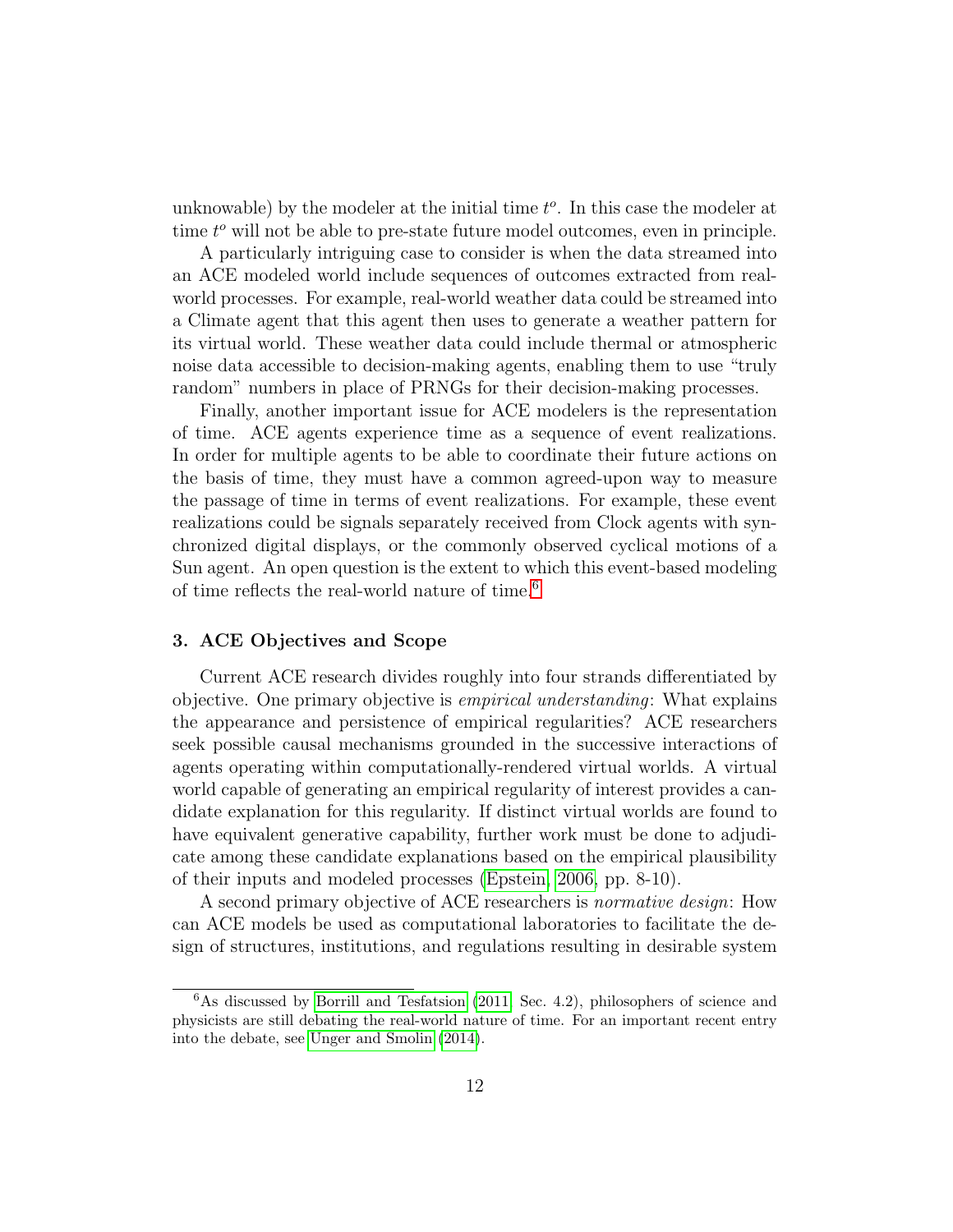unknowable) by the modeler at the initial time $t^o$. In this case the modeler at time $t^o$ will not be able to pre-state future model outcomes, even in principle.

A particularly intriguing case to consider is when the data streamed into an ACE modeled world include sequences of outcomes extracted from real-world processes. For example, real-world weather data could be streamed into a Climate agent that this agent then uses to generate a weather pattern for its virtual world. These weather data could include thermal or atmospheric noise data accessible to decision-making agents, enabling them to use "truly random" numbers in place of PRNGs for their decision-making processes.

Finally, another important issue for ACE modelers is the representation of time. ACE agents experience time as a sequence of event realizations. In order for multiple agents to be able to coordinate their future actions on the basis of time, they must have a common agreed-upon way to measure the passage of time in terms of event realizations. For example, these event realizations could be signals separately received from Clock agents with synchronized digital displays, or the commonly observed cyclical motions of a Sun agent. An open question is the extent to which this event-based modeling of time reflects the real-world nature of time.[6]

## 3. ACE Objectives and Scope

Current ACE research divides roughly into four strands differentiated by objective. One primary objective is *empirical understanding*: What explains the appearance and persistence of empirical regularities? ACE researchers seek possible causal mechanisms grounded in the successive interactions of agents operating within computationally-rendered virtual worlds. A virtual world capable of generating an empirical regularity of interest provides a candidate explanation for this regularity. If distinct virtual worlds are found to have equivalent generative capability, further work must be done to adjudicate among these candidate explanations based on the empirical plausibility of their inputs and modeled processes (Epstein, 2006, pp. 8-10).

A second primary objective of ACE researchers is *normative design*: How can ACE models be used as computational laboratories to facilitate the design of structures, institutions, and regulations resulting in desirable system

[6] As discussed by Borrill and Tesfatsion (2011, Sec. 4.2), philosophers of science and physicists are still debating the real-world nature of time. For an important recent entry into the debate, see Unger and Smolin (2014).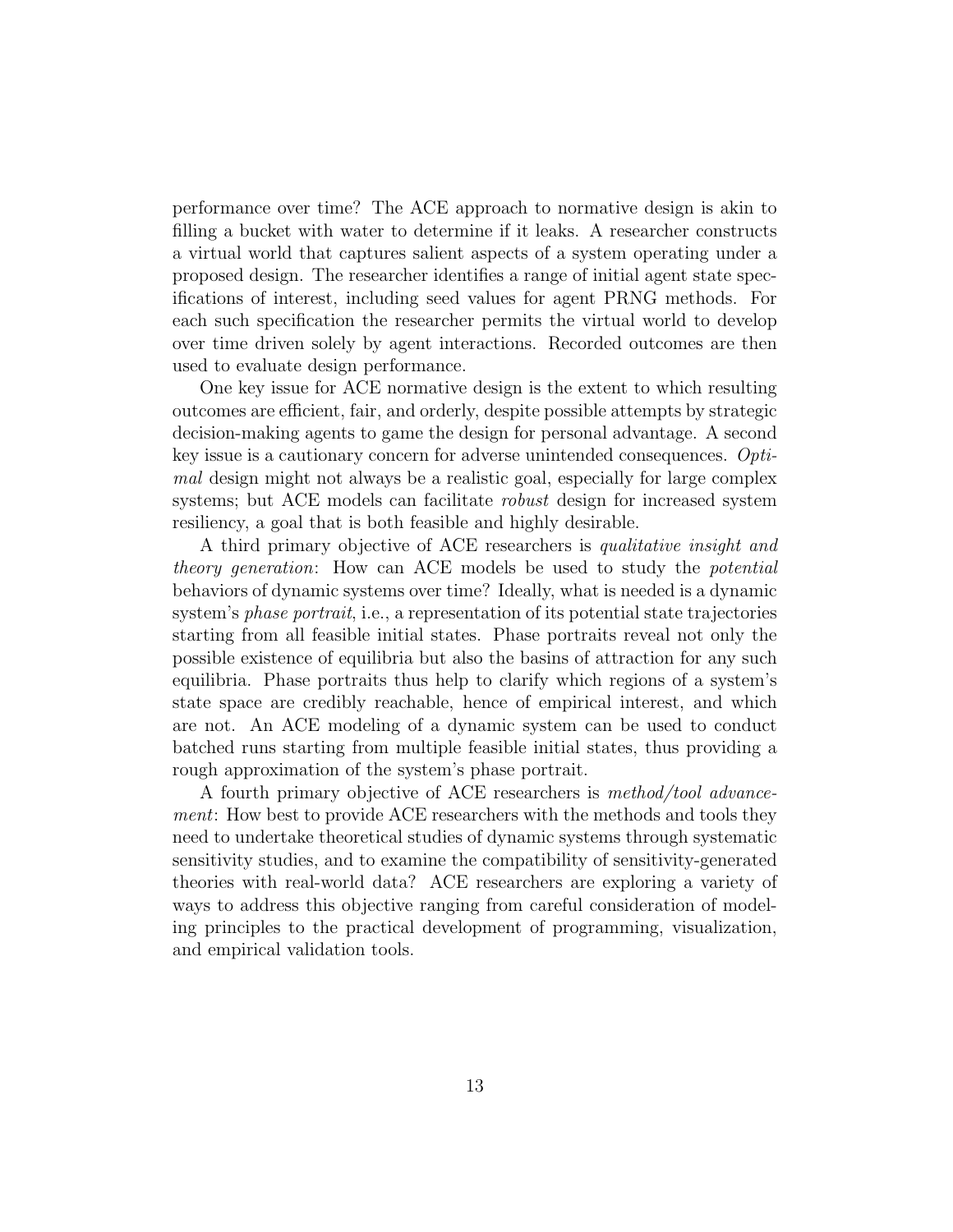performance over time? The ACE approach to normative design is akin to filling a bucket with water to determine if it leaks. A researcher constructs a virtual world that captures salient aspects of a system operating under a proposed design. The researcher identifies a range of initial agent state specifications of interest, including seed values for agent PRNG methods. For each such specification the researcher permits the virtual world to develop over time driven solely by agent interactions. Recorded outcomes are then used to evaluate design performance.

One key issue for ACE normative design is the extent to which resulting outcomes are efficient, fair, and orderly, despite possible attempts by strategic decision-making agents to game the design for personal advantage. A second key issue is a cautionary concern for adverse unintended consequences. *Optimal* design might not always be a realistic goal, especially for large complex systems; but ACE models can facilitate *robust* design for increased system resiliency, a goal that is both feasible and highly desirable.

A third primary objective of ACE researchers is *qualitative insight and theory generation*: How can ACE models be used to study the *potential* behaviors of dynamic systems over time? Ideally, what is needed is a dynamic system's *phase portrait*, i.e., a representation of its potential state trajectories starting from all feasible initial states. Phase portraits reveal not only the possible existence of equilibria but also the basins of attraction for any such equilibria. Phase portraits thus help to clarify which regions of a system's state space are credibly reachable, hence of empirical interest, and which are not. An ACE modeling of a dynamic system can be used to conduct batched runs starting from multiple feasible initial states, thus providing a rough approximation of the system's phase portrait.

A fourth primary objective of ACE researchers is *method/tool advancement*: How best to provide ACE researchers with the methods and tools they need to undertake theoretical studies of dynamic systems through systematic sensitivity studies, and to examine the compatibility of sensitivity-generated theories with real-world data? ACE researchers are exploring a variety of ways to address this objective ranging from careful consideration of modeling principles to the practical development of programming, visualization, and empirical validation tools.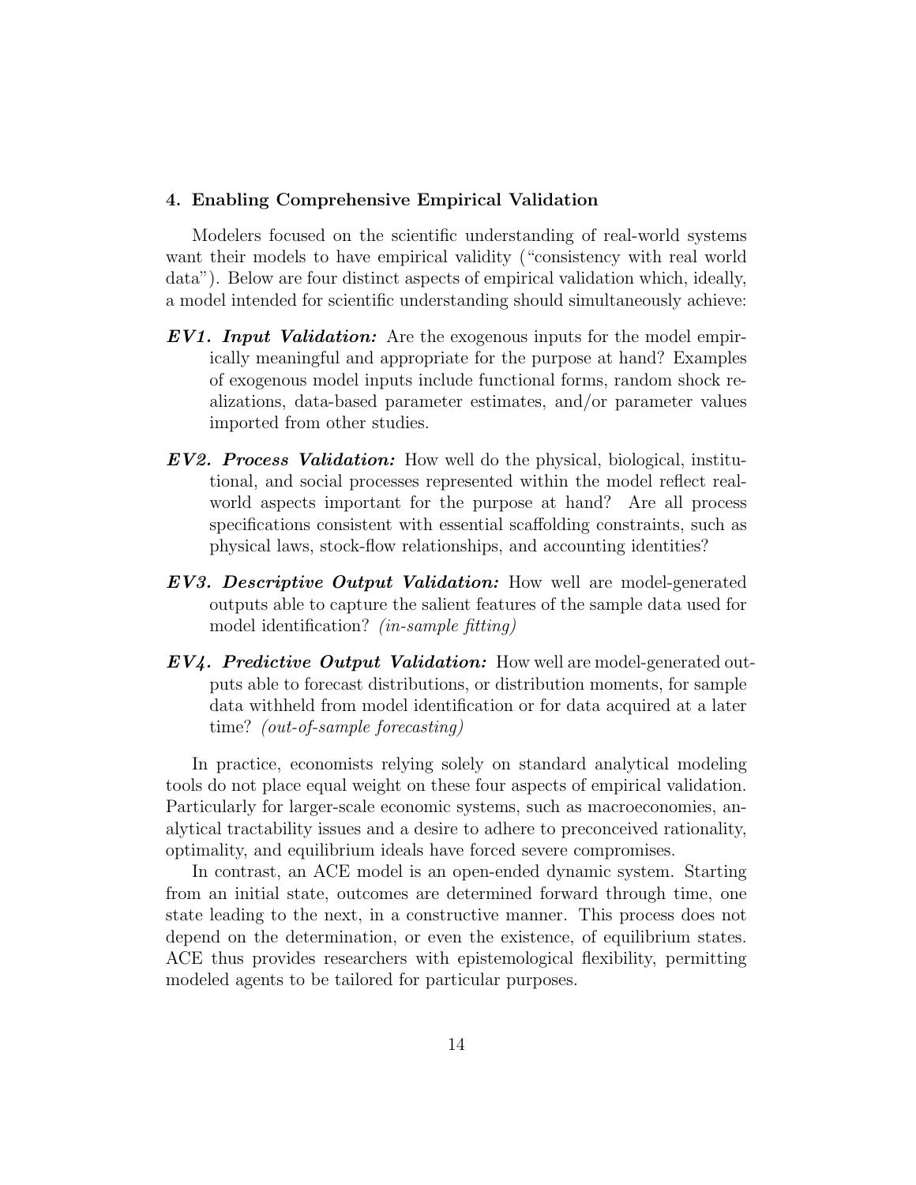## 4. Enabling Comprehensive Empirical Validation

Modelers focused on the scientific understanding of real-world systems want their models to have empirical validity ("consistency with real world data"). Below are four distinct aspects of empirical validation which, ideally, a model intended for scientific understanding should simultaneously achieve:

- ***EV1. Input Validation:*** Are the exogenous inputs for the model empirically meaningful and appropriate for the purpose at hand? Examples of exogenous model inputs include functional forms, random shock realizations, data-based parameter estimates, and/or parameter values imported from other studies.
- ***EV2. Process Validation:*** How well do the physical, biological, institutional, and social processes represented within the model reflect real-world aspects important for the purpose at hand? Are all process specifications consistent with essential scaffolding constraints, such as physical laws, stock-flow relationships, and accounting identities?
- ***EV3. Descriptive Output Validation:*** How well are model-generated outputs able to capture the salient features of the sample data used for model identification? *(in-sample fitting)*
- ***EV4. Predictive Output Validation:*** How well are model-generated outputs able to forecast distributions, or distribution moments, for sample data withheld from model identification or for data acquired at a later time? *(out-of-sample forecasting)*

In practice, economists relying solely on standard analytical modeling tools do not place equal weight on these four aspects of empirical validation. Particularly for larger-scale economic systems, such as macroeconomies, analytical tractability issues and a desire to adhere to preconceived rationality, optimality, and equilibrium ideals have forced severe compromises.

In contrast, an ACE model is an open-ended dynamic system. Starting from an initial state, outcomes are determined forward through time, one state leading to the next, in a constructive manner. This process does not depend on the determination, or even the existence, of equilibrium states. ACE thus provides researchers with epistemological flexibility, permitting modeled agents to be tailored for particular purposes.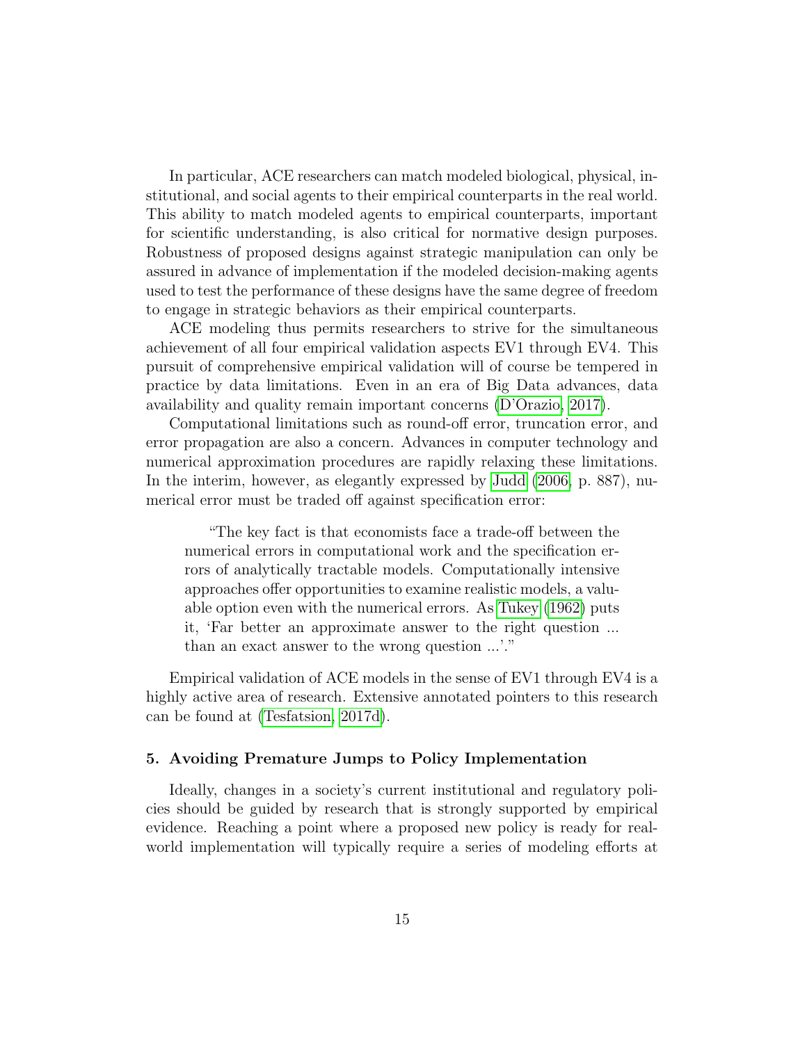In particular, ACE researchers can match modeled biological, physical, institutional, and social agents to their empirical counterparts in the real world. This ability to match modeled agents to empirical counterparts, important for scientific understanding, is also critical for normative design purposes. Robustness of proposed designs against strategic manipulation can only be assured in advance of implementation if the modeled decision-making agents used to test the performance of these designs have the same degree of freedom to engage in strategic behaviors as their empirical counterparts.

ACE modeling thus permits researchers to strive for the simultaneous achievement of all four empirical validation aspects EV1 through EV4. This pursuit of comprehensive empirical validation will of course be tempered in practice by data limitations. Even in an era of Big Data advances, data availability and quality remain important concerns (D'Orazio, 2017).

Computational limitations such as round-off error, truncation error, and error propagation are also a concern. Advances in computer technology and numerical approximation procedures are rapidly relaxing these limitations. In the interim, however, as elegantly expressed by Judd (2006, p. 887), numerical error must be traded off against specification error:

> "The key fact is that economists face a trade-off between the numerical errors in computational work and the specification errors of analytically tractable models. Computationally intensive approaches offer opportunities to examine realistic models, a valuable option even with the numerical errors. As Tukey (1962) puts it, 'Far better an approximate answer to the right question ... than an exact answer to the wrong question ...'."

Empirical validation of ACE models in the sense of EV1 through EV4 is a highly active area of research. Extensive annotated pointers to this research can be found at (Tesfatsion, 2017d).

### 5. Avoiding Premature Jumps to Policy Implementation

Ideally, changes in a society's current institutional and regulatory policies should be guided by research that is strongly supported by empirical evidence. Reaching a point where a proposed new policy is ready for real-world implementation will typically require a series of modeling efforts at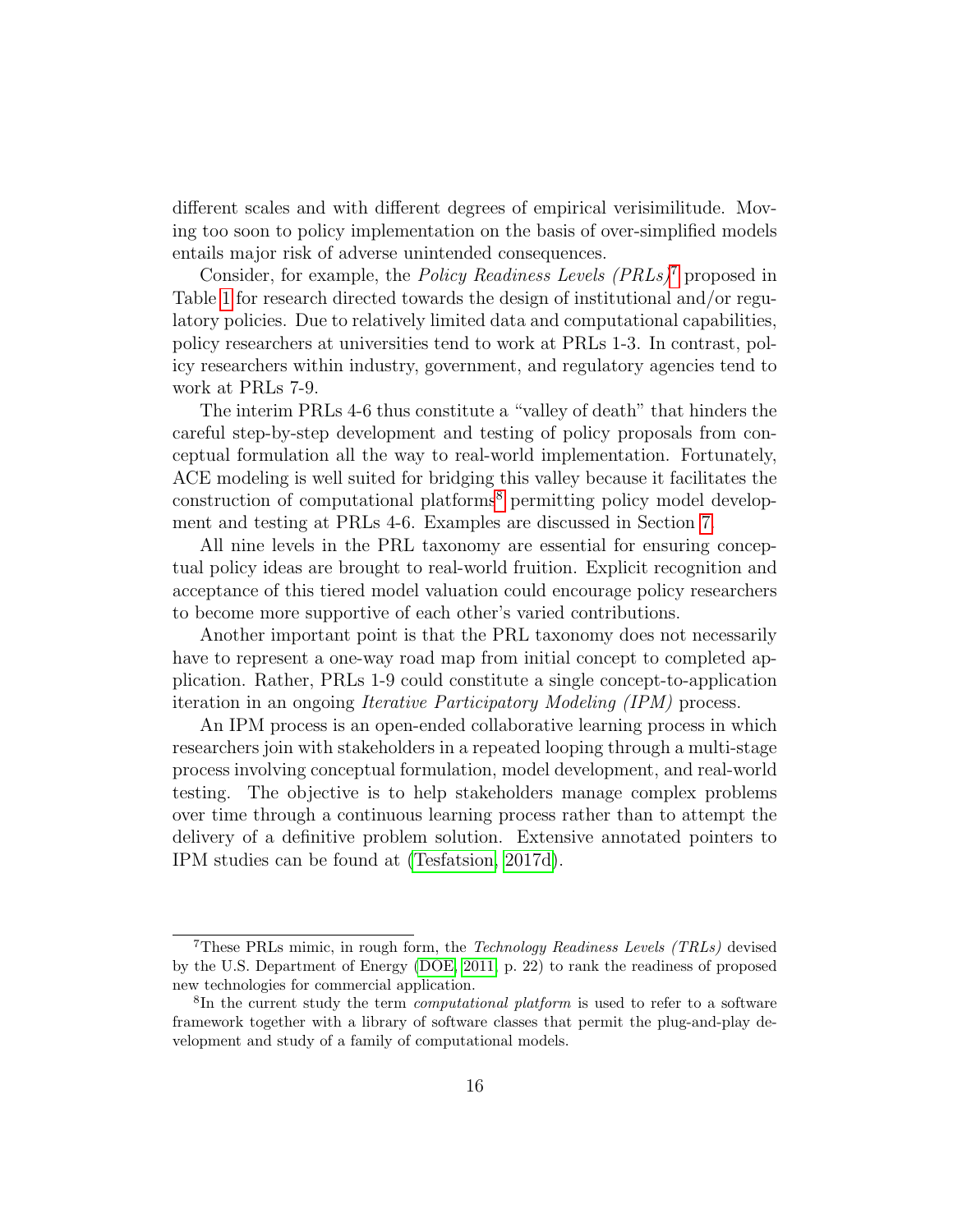different scales and with different degrees of empirical verisimilitude. Moving too soon to policy implementation on the basis of over-simplified models entails major risk of adverse unintended consequences.

Consider, for example, the *Policy Readiness Levels (PRLs)*[7] proposed in Table 1 for research directed towards the design of institutional and/or regulatory policies. Due to relatively limited data and computational capabilities, policy researchers at universities tend to work at PRLs 1-3. In contrast, policy researchers within industry, government, and regulatory agencies tend to work at PRLs 7-9.

The interim PRLs 4-6 thus constitute a "valley of death" that hinders the careful step-by-step development and testing of policy proposals from conceptual formulation all the way to real-world implementation. Fortunately, ACE modeling is well suited for bridging this valley because it facilitates the construction of computational platforms[8] permitting policy model development and testing at PRLs 4-6. Examples are discussed in Section 7.

All nine levels in the PRL taxonomy are essential for ensuring conceptual policy ideas are brought to real-world fruition. Explicit recognition and acceptance of this tiered model valuation could encourage policy researchers to become more supportive of each other's varied contributions.

Another important point is that the PRL taxonomy does not necessarily have to represent a one-way road map from initial concept to completed application. Rather, PRLs 1-9 could constitute a single concept-to-application iteration in an ongoing *Iterative Participatory Modeling (IPM)* process.

An IPM process is an open-ended collaborative learning process in which researchers join with stakeholders in a repeated looping through a multi-stage process involving conceptual formulation, model development, and real-world testing. The objective is to help stakeholders manage complex problems over time through a continuous learning process rather than to attempt the delivery of a definitive problem solution. Extensive annotated pointers to IPM studies can be found at (Tesfatsion, 2017d).

---

[7] These PRLs mimic, in rough form, the *Technology Readiness Levels (TRLs)* devised by the U.S. Department of Energy (DOE, 2011, p. 22) to rank the readiness of proposed new technologies for commercial application.

[8] In the current study the term *computational platform* is used to refer to a software framework together with a library of software classes that permit the plug-and-play development and study of a family of computational models.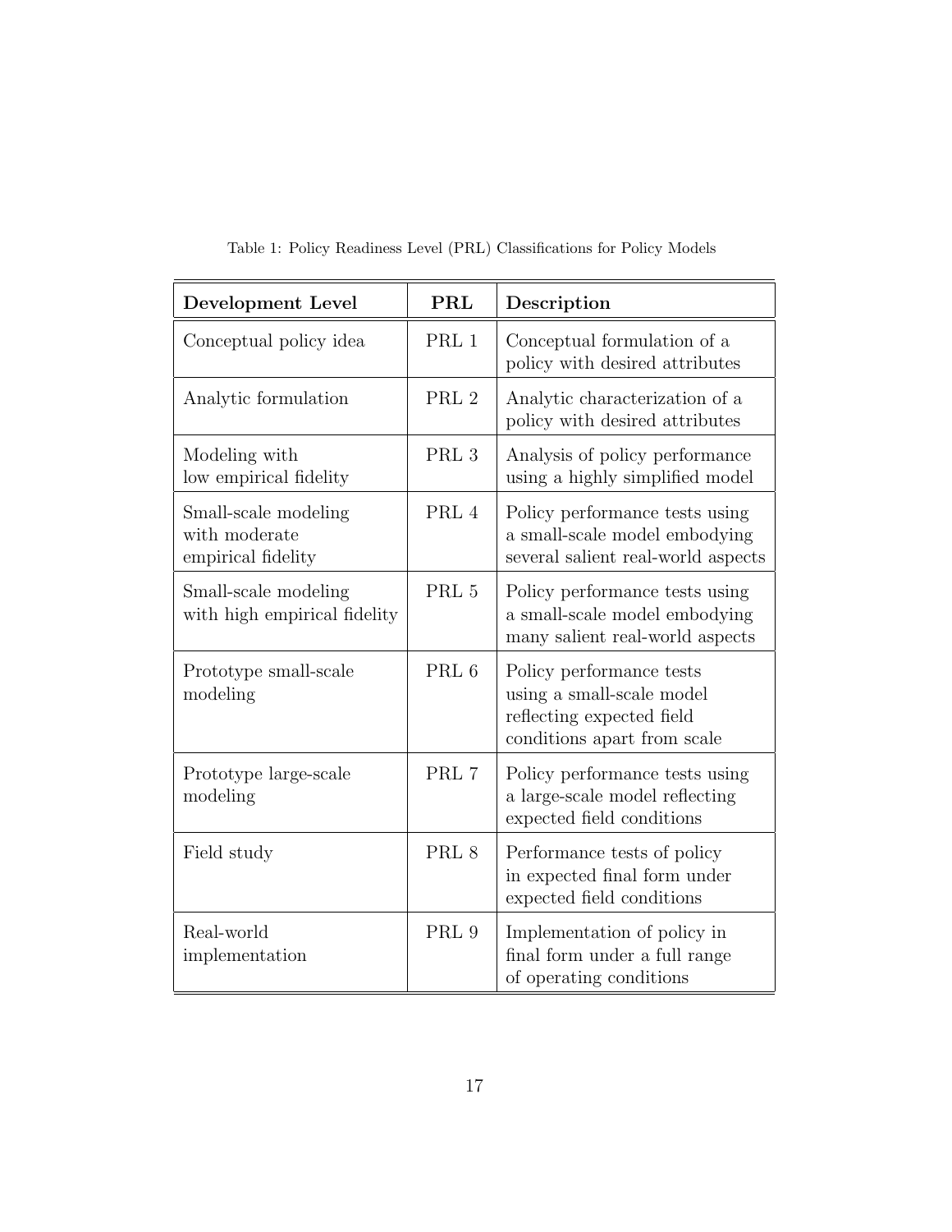Table 1: Policy Readiness Level (PRL) Classifications for Policy Models

| **Development Level** | **PRL** | **Description** |
| --- | --- | --- |
| Conceptual policy idea | PRL 1 | Conceptual formulation of a policy with desired attributes |
| Analytic formulation | PRL 2 | Analytic characterization of a policy with desired attributes |
| Modeling with low empirical fidelity | PRL 3 | Analysis of policy performance using a highly simplified model |
| Small-scale modeling with moderate empirical fidelity | PRL 4 | Policy performance tests using a small-scale model embodying several salient real-world aspects |
| Small-scale modeling with high empirical fidelity | PRL 5 | Policy performance tests using a small-scale model embodying many salient real-world aspects |
| Prototype small-scale modeling | PRL 6 | Policy performance tests using a small-scale model reflecting expected field conditions apart from scale |
| Prototype large-scale modeling | PRL 7 | Policy performance tests using a large-scale model reflecting expected field conditions |
| Field study | PRL 8 | Performance tests of policy in expected final form under expected field conditions |
| Real-world implementation | PRL 9 | Implementation of policy in final form under a full range of operating conditions |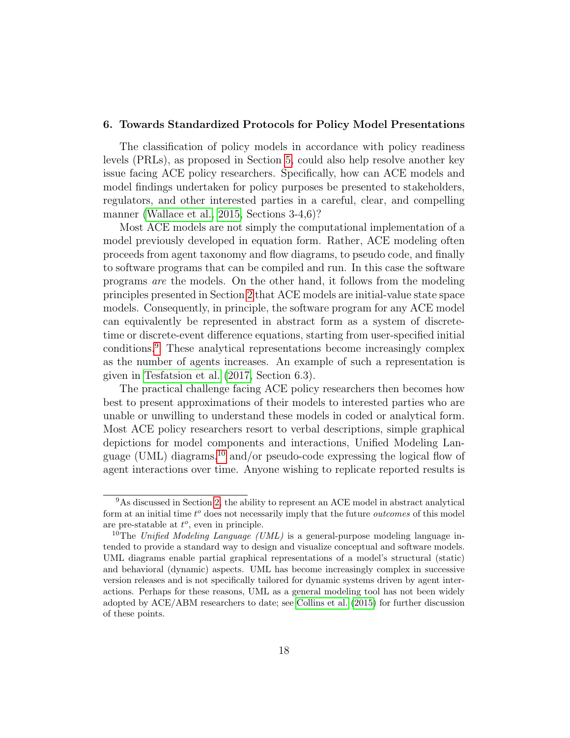## 6. Towards Standardized Protocols for Policy Model Presentations

The classification of policy models in accordance with policy readiness levels (PRLs), as proposed in Section 5, could also help resolve another key issue facing ACE policy researchers. Specifically, how can ACE models and model findings undertaken for policy purposes be presented to stakeholders, regulators, and other interested parties in a careful, clear, and compelling manner (Wallace et al., 2015, Sections 3-4,6)?

Most ACE models are not simply the computational implementation of a model previously developed in equation form. Rather, ACE modeling often proceeds from agent taxonomy and flow diagrams, to pseudo code, and finally to software programs that can be compiled and run. In this case the software programs *are* the models. On the other hand, it follows from the modeling principles presented in Section 2 that ACE models are initial-value state space models. Consequently, in principle, the software program for any ACE model can equivalently be represented in abstract form as a system of discrete-time or discrete-event difference equations, starting from user-specified initial conditions.[9] These analytical representations become increasingly complex as the number of agents increases. An example of such a representation is given in Tesfatsion et al. (2017, Section 6.3).

The practical challenge facing ACE policy researchers then becomes how best to present approximations of their models to interested parties who are unable or unwilling to understand these models in coded or analytical form. Most ACE policy researchers resort to verbal descriptions, simple graphical depictions for model components and interactions, Unified Modeling Language (UML) diagrams,[10] and/or pseudo-code expressing the logical flow of agent interactions over time. Anyone wishing to replicate reported results is

---

[9] As discussed in Section 2, the ability to represent an ACE model in abstract analytical form at an initial time $t^o$ does not necessarily imply that the future *outcomes* of this model are pre-statable at $t^o$, even in principle.

[10] The *Unified Modeling Language (UML)* is a general-purpose modeling language intended to provide a standard way to design and visualize conceptual and software models. UML diagrams enable partial graphical representations of a model's structural (static) and behavioral (dynamic) aspects. UML has become increasingly complex in successive version releases and is not specifically tailored for dynamic systems driven by agent interactions. Perhaps for these reasons, UML as a general modeling tool has not been widely adopted by ACE/ABM researchers to date; see Collins et al. (2015) for further discussion of these points.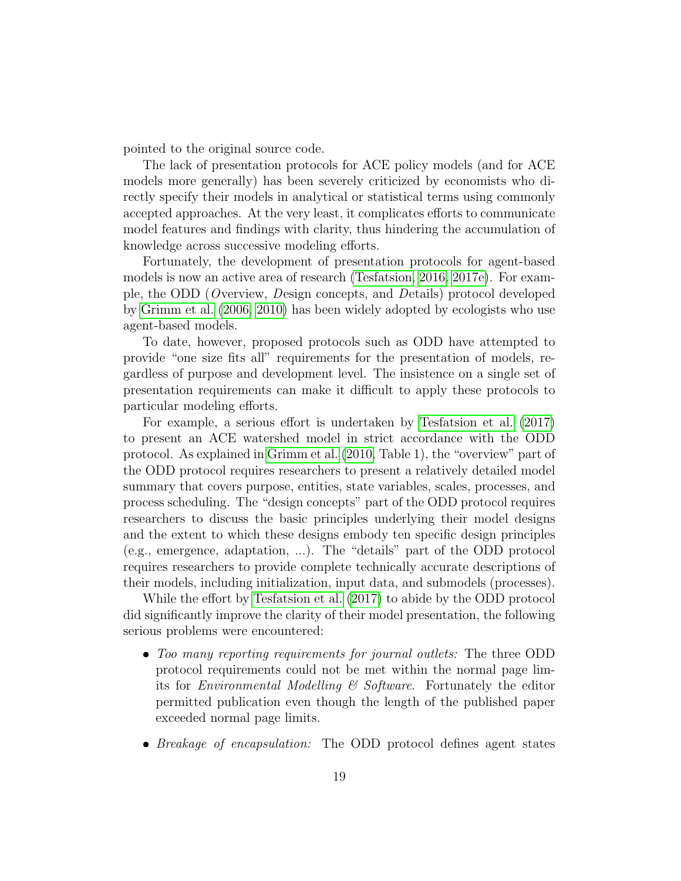pointed to the original source code.

The lack of presentation protocols for ACE policy models (and for ACE models more generally) has been severely criticized by economists who directly specify their models in analytical or statistical terms using commonly accepted approaches. At the very least, it complicates efforts to communicate model features and findings with clarity, thus hindering the accumulation of knowledge across successive modeling efforts.

Fortunately, the development of presentation protocols for agent-based models is now an active area of research (Tesfatsion, 2016, 2017e). For example, the ODD (*O*verview, *D*esign concepts, and *D*etails) protocol developed by Grimm et al. (2006, 2010) has been widely adopted by ecologists who use agent-based models.

To date, however, proposed protocols such as ODD have attempted to provide "one size fits all" requirements for the presentation of models, regardless of purpose and development level. The insistence on a single set of presentation requirements can make it difficult to apply these protocols to particular modeling efforts.

For example, a serious effort is undertaken by Tesfatsion et al. (2017) to present an ACE watershed model in strict accordance with the ODD protocol. As explained in Grimm et al. (2010, Table 1), the "overview" part of the ODD protocol requires researchers to present a relatively detailed model summary that covers purpose, entities, state variables, scales, processes, and process scheduling. The "design concepts" part of the ODD protocol requires researchers to discuss the basic principles underlying their model designs and the extent to which these designs embody ten specific design principles (e.g., emergence, adaptation, ...). The "details" part of the ODD protocol requires researchers to provide complete technically accurate descriptions of their models, including initialization, input data, and submodels (processes).

While the effort by Tesfatsion et al. (2017) to abide by the ODD protocol did significantly improve the clarity of their model presentation, the following serious problems were encountered:

- *Too many reporting requirements for journal outlets:* The three ODD protocol requirements could not be met within the normal page limits for *Environmental Modelling & Software*. Fortunately the editor permitted publication even though the length of the published paper exceeded normal page limits.

- *Breakage of encapsulation:* The ODD protocol defines agent states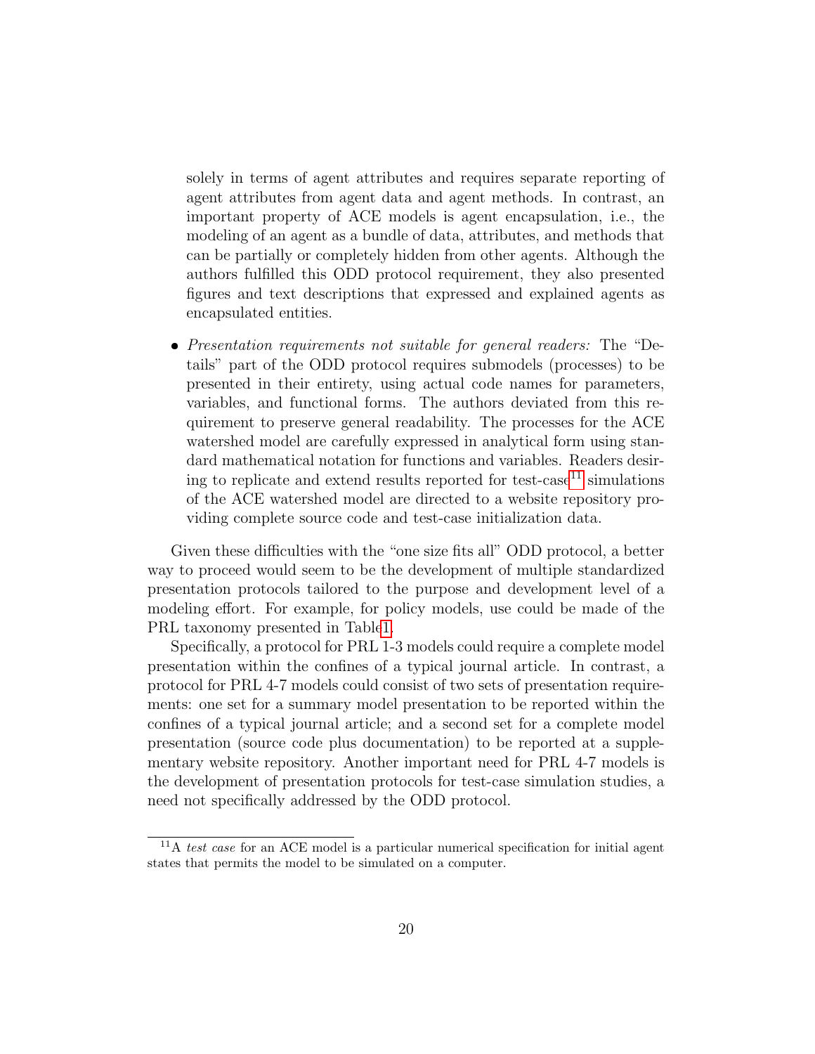solely in terms of agent attributes and requires separate reporting of agent attributes from agent data and agent methods. In contrast, an important property of ACE models is agent encapsulation, i.e., the modeling of an agent as a bundle of data, attributes, and methods that can be partially or completely hidden from other agents. Although the authors fulfilled this ODD protocol requirement, they also presented figures and text descriptions that expressed and explained agents as encapsulated entities.

- *Presentation requirements not suitable for general readers:* The "Details" part of the ODD protocol requires submodels (processes) to be presented in their entirety, using actual code names for parameters, variables, and functional forms. The authors deviated from this requirement to preserve general readability. The processes for the ACE watershed model are carefully expressed in analytical form using standard mathematical notation for functions and variables. Readers desiring to replicate and extend results reported for test-case[11] simulations of the ACE watershed model are directed to a website repository providing complete source code and test-case initialization data.

Given these difficulties with the "one size fits all" ODD protocol, a better way to proceed would seem to be the development of multiple standardized presentation protocols tailored to the purpose and development level of a modeling effort. For example, for policy models, use could be made of the PRL taxonomy presented in Table 1.

Specifically, a protocol for PRL 1-3 models could require a complete model presentation within the confines of a typical journal article. In contrast, a protocol for PRL 4-7 models could consist of two sets of presentation requirements: one set for a summary model presentation to be reported within the confines of a typical journal article; and a second set for a complete model presentation (source code plus documentation) to be reported at a supplementary website repository. Another important need for PRL 4-7 models is the development of presentation protocols for test-case simulation studies, a need not specifically addressed by the ODD protocol.

[11] A *test case* for an ACE model is a particular numerical specification for initial agent states that permits the model to be simulated on a computer.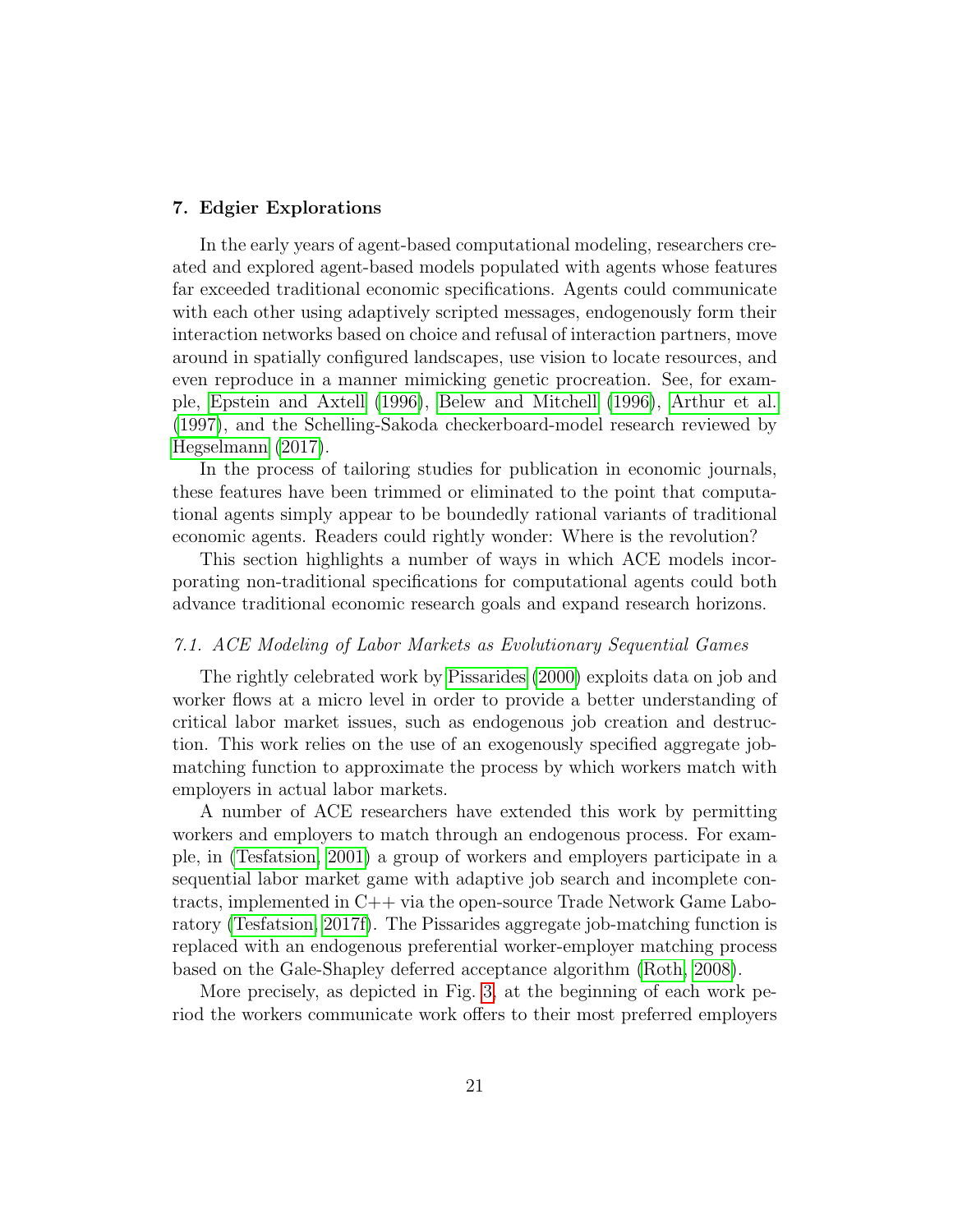## 7. Edgier Explorations

In the early years of agent-based computational modeling, researchers created and explored agent-based models populated with agents whose features far exceeded traditional economic specifications. Agents could communicate with each other using adaptively scripted messages, endogenously form their interaction networks based on choice and refusal of interaction partners, move around in spatially configured landscapes, use vision to locate resources, and even reproduce in a manner mimicking genetic procreation. See, for example, Epstein and Axtell (1996), Belew and Mitchell (1996), Arthur et al. (1997), and the Schelling-Sakoda checkerboard-model research reviewed by Hegselmann (2017).

In the process of tailoring studies for publication in economic journals, these features have been trimmed or eliminated to the point that computational agents simply appear to be boundedly rational variants of traditional economic agents. Readers could rightly wonder: Where is the revolution?

This section highlights a number of ways in which ACE models incorporating non-traditional specifications for computational agents could both advance traditional economic research goals and expand research horizons.

### *7.1. ACE Modeling of Labor Markets as Evolutionary Sequential Games*

The rightly celebrated work by Pissarides (2000) exploits data on job and worker flows at a micro level in order to provide a better understanding of critical labor market issues, such as endogenous job creation and destruction. This work relies on the use of an exogenously specified aggregate job-matching function to approximate the process by which workers match with employers in actual labor markets.

A number of ACE researchers have extended this work by permitting workers and employers to match through an endogenous process. For example, in (Tesfatsion, 2001) a group of workers and employers participate in a sequential labor market game with adaptive job search and incomplete contracts, implemented in C++ via the open-source Trade Network Game Laboratory (Tesfatsion, 2017f). The Pissarides aggregate job-matching function is replaced with an endogenous preferential worker-employer matching process based on the Gale-Shapley deferred acceptance algorithm (Roth, 2008).

More precisely, as depicted in Fig. 3, at the beginning of each work period the workers communicate work offers to their most preferred employers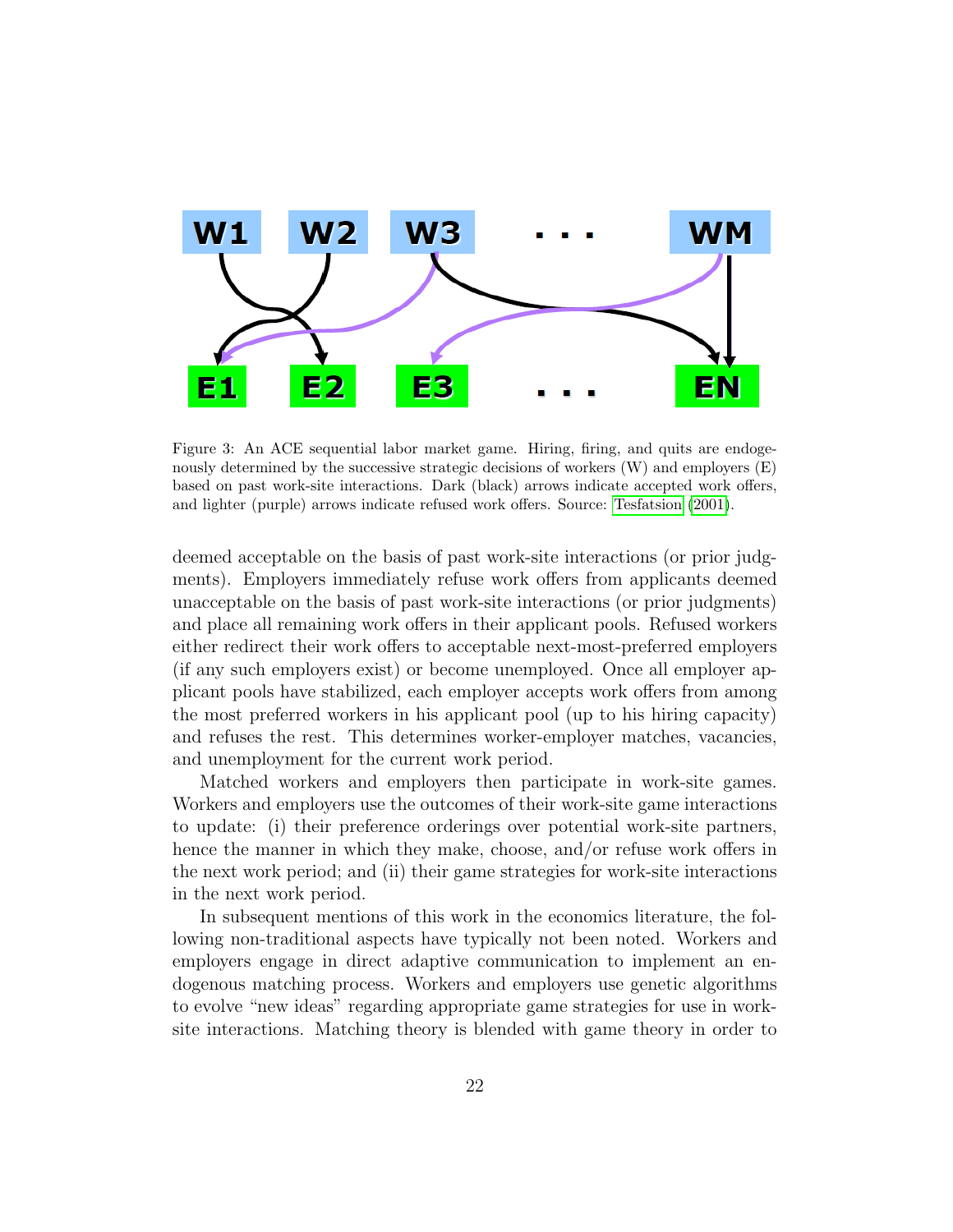Figure 3: An ACE sequential labor market game. Hiring, firing, and quits are endogenously determined by the successive strategic decisions of workers (W) and employers (E) based on past work-site interactions. Dark (black) arrows indicate accepted work offers, and lighter (purple) arrows indicate refused work offers. Source: Tesfatsion (2001).

deemed acceptable on the basis of past work-site interactions (or prior judgments). Employers immediately refuse work offers from applicants deemed unacceptable on the basis of past work-site interactions (or prior judgments) and place all remaining work offers in their applicant pools. Refused workers either redirect their work offers to acceptable next-most-preferred employers (if any such employers exist) or become unemployed. Once all employer applicant pools have stabilized, each employer accepts work offers from among the most preferred workers in his applicant pool (up to his hiring capacity) and refuses the rest. This determines worker-employer matches, vacancies, and unemployment for the current work period.

Matched workers and employers then participate in work-site games. Workers and employers use the outcomes of their work-site game interactions to update: (i) their preference orderings over potential work-site partners, hence the manner in which they make, choose, and/or refuse work offers in the next work period; and (ii) their game strategies for work-site interactions in the next work period.

In subsequent mentions of this work in the economics literature, the following non-traditional aspects have typically not been noted. Workers and employers engage in direct adaptive communication to implement an endogenous matching process. Workers and employers use genetic algorithms to evolve "new ideas" regarding appropriate game strategies for use in work-site interactions. Matching theory is blended with game theory in order to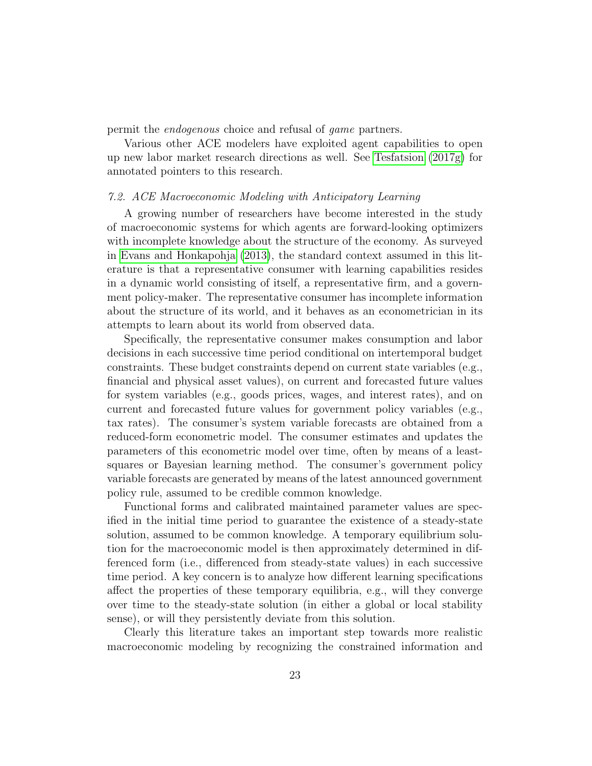permit the *endogenous* choice and refusal of *game* partners.

Various other ACE modelers have exploited agent capabilities to open up new labor market research directions as well. See Tesfatsion (2017g) for annotated pointers to this research.

### *7.2. ACE Macroeconomic Modeling with Anticipatory Learning*

A growing number of researchers have become interested in the study of macroeconomic systems for which agents are forward-looking optimizers with incomplete knowledge about the structure of the economy. As surveyed in Evans and Honkapohja (2013), the standard context assumed in this literature is that a representative consumer with learning capabilities resides in a dynamic world consisting of itself, a representative firm, and a government policy-maker. The representative consumer has incomplete information about the structure of its world, and it behaves as an econometrician in its attempts to learn about its world from observed data.

Specifically, the representative consumer makes consumption and labor decisions in each successive time period conditional on intertemporal budget constraints. These budget constraints depend on current state variables (e.g., financial and physical asset values), on current and forecasted future values for system variables (e.g., goods prices, wages, and interest rates), and on current and forecasted future values for government policy variables (e.g., tax rates). The consumer's system variable forecasts are obtained from a reduced-form econometric model. The consumer estimates and updates the parameters of this econometric model over time, often by means of a least-squares or Bayesian learning method. The consumer's government policy variable forecasts are generated by means of the latest announced government policy rule, assumed to be credible common knowledge.

Functional forms and calibrated maintained parameter values are specified in the initial time period to guarantee the existence of a steady-state solution, assumed to be common knowledge. A temporary equilibrium solution for the macroeconomic model is then approximately determined in differenced form (i.e., differenced from steady-state values) in each successive time period. A key concern is to analyze how different learning specifications affect the properties of these temporary equilibria, e.g., will they converge over time to the steady-state solution (in either a global or local stability sense), or will they persistently deviate from this solution.

Clearly this literature takes an important step towards more realistic macroeconomic modeling by recognizing the constrained information and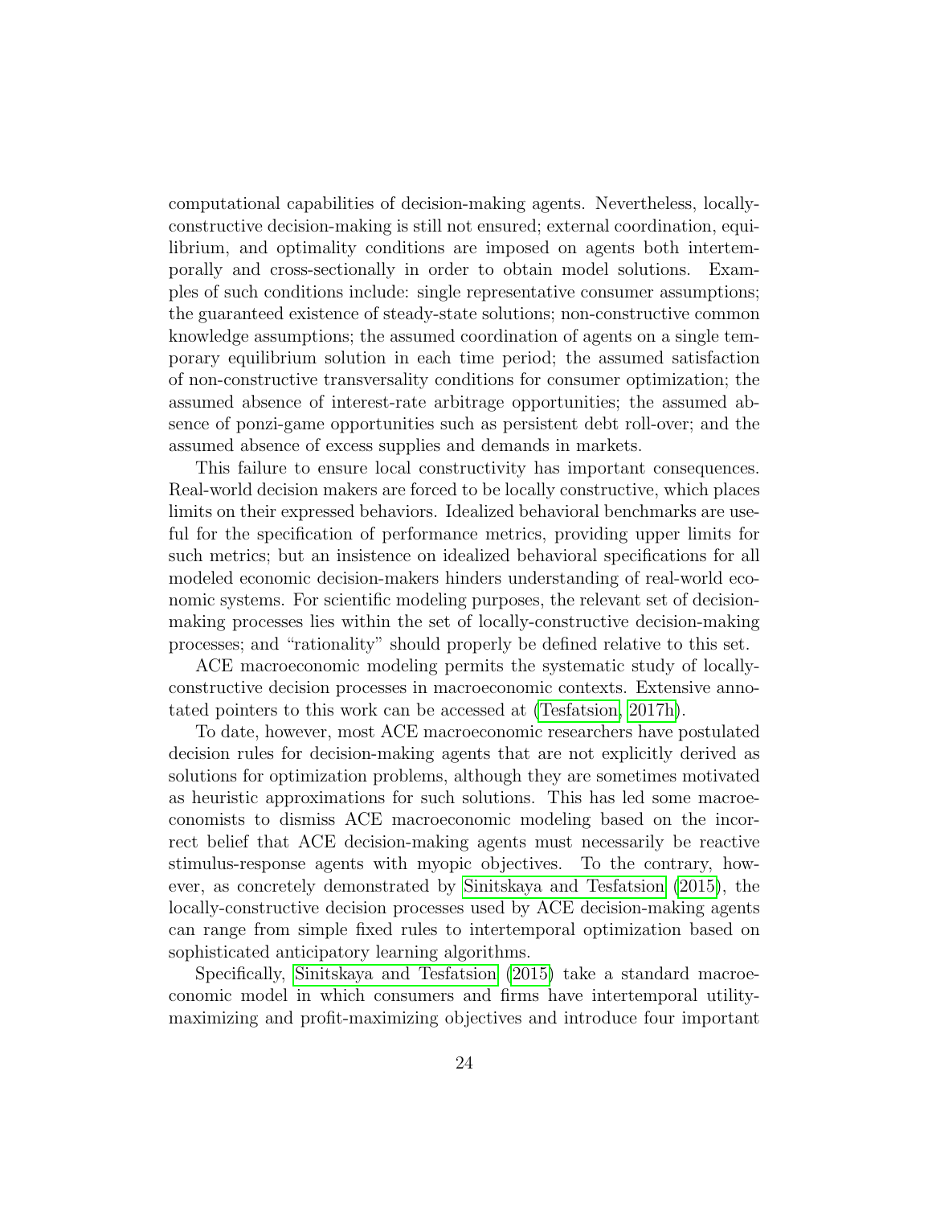computational capabilities of decision-making agents. Nevertheless, locally-constructive decision-making is still not ensured; external coordination, equilibrium, and optimality conditions are imposed on agents both intertemporally and cross-sectionally in order to obtain model solutions. Examples of such conditions include: single representative consumer assumptions; the guaranteed existence of steady-state solutions; non-constructive common knowledge assumptions; the assumed coordination of agents on a single temporary equilibrium solution in each time period; the assumed satisfaction of non-constructive transversality conditions for consumer optimization; the assumed absence of interest-rate arbitrage opportunities; the assumed absence of ponzi-game opportunities such as persistent debt roll-over; and the assumed absence of excess supplies and demands in markets.

This failure to ensure local constructivity has important consequences. Real-world decision makers are forced to be locally constructive, which places limits on their expressed behaviors. Idealized behavioral benchmarks are useful for the specification of performance metrics, providing upper limits for such metrics; but an insistence on idealized behavioral specifications for all modeled economic decision-makers hinders understanding of real-world economic systems. For scientific modeling purposes, the relevant set of decision-making processes lies within the set of locally-constructive decision-making processes; and "rationality" should properly be defined relative to this set.

ACE macroeconomic modeling permits the systematic study of locally-constructive decision processes in macroeconomic contexts. Extensive annotated pointers to this work can be accessed at (Tesfatsion, 2017h).

To date, however, most ACE macroeconomic researchers have postulated decision rules for decision-making agents that are not explicitly derived as solutions for optimization problems, although they are sometimes motivated as heuristic approximations for such solutions. This has led some macroeconomists to dismiss ACE macroeconomic modeling based on the incorrect belief that ACE decision-making agents must necessarily be reactive stimulus-response agents with myopic objectives. To the contrary, however, as concretely demonstrated by Sinitskaya and Tesfatsion (2015), the locally-constructive decision processes used by ACE decision-making agents can range from simple fixed rules to intertemporal optimization based on sophisticated anticipatory learning algorithms.

Specifically, Sinitskaya and Tesfatsion (2015) take a standard macroeconomic model in which consumers and firms have intertemporal utility-maximizing and profit-maximizing objectives and introduce four important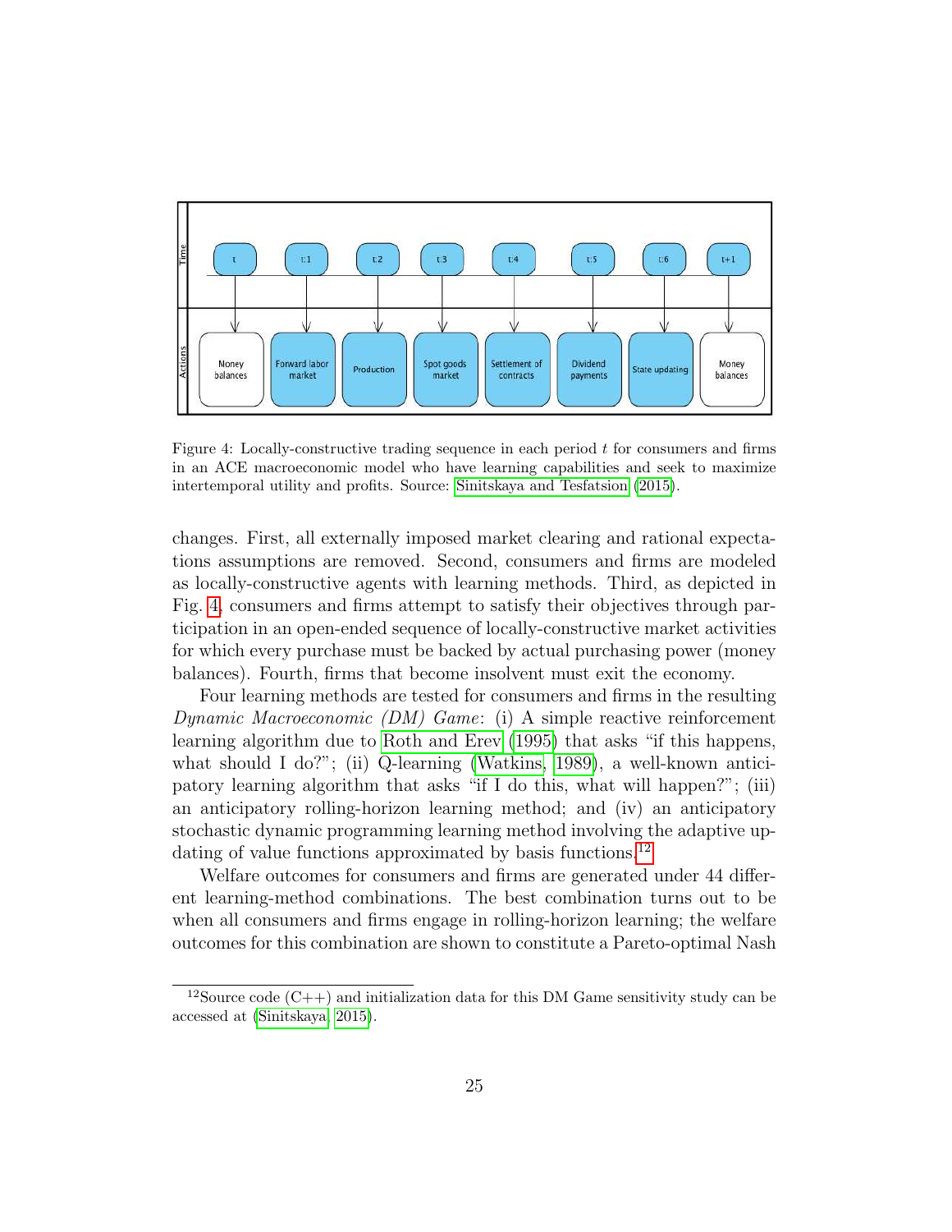Figure 4: Locally-constructive trading sequence in each period $t$ for consumers and firms in an ACE macroeconomic model who have learning capabilities and seek to maximize intertemporal utility and profits. Source: Sinitskaya and Tesfatsion (2015).

changes. First, all externally imposed market clearing and rational expectations assumptions are removed. Second, consumers and firms are modeled as locally-constructive agents with learning methods. Third, as depicted in Fig. 4, consumers and firms attempt to satisfy their objectives through participation in an open-ended sequence of locally-constructive market activities for which every purchase must be backed by actual purchasing power (money balances). Fourth, firms that become insolvent must exit the economy.

Four learning methods are tested for consumers and firms in the resulting *Dynamic Macroeconomic (DM) Game*: (i) A simple reactive reinforcement learning algorithm due to Roth and Erev (1995) that asks "if this happens, what should I do?"; (ii) Q-learning (Watkins, 1989), a well-known anticipatory learning algorithm that asks "if I do this, what will happen?"; (iii) an anticipatory rolling-horizon learning method; and (iv) an anticipatory stochastic dynamic programming learning method involving the adaptive updating of value functions approximated by basis functions.[12]

Welfare outcomes for consumers and firms are generated under 44 different learning-method combinations. The best combination turns out to be when all consumers and firms engage in rolling-horizon learning; the welfare outcomes for this combination are shown to constitute a Pareto-optimal Nash

[12] Source code (C++) and initialization data for this DM Game sensitivity study can be accessed at (Sinitskaya, 2015).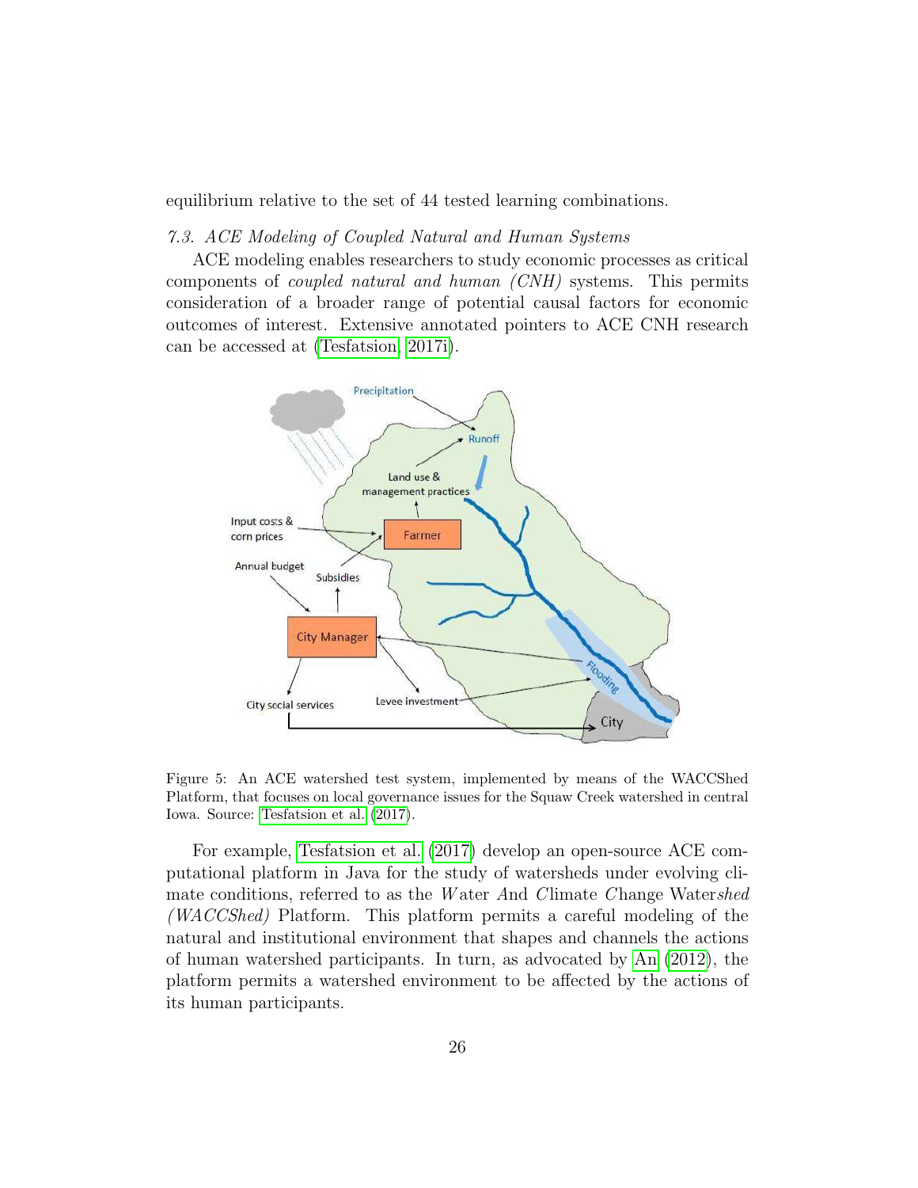equilibrium relative to the set of 44 tested learning combinations.

### *7.3. ACE Modeling of Coupled Natural and Human Systems*

ACE modeling enables researchers to study economic processes as critical components of *coupled natural and human (CNH)* systems. This permits consideration of a broader range of potential causal factors for economic outcomes of interest. Extensive annotated pointers to ACE CNH research can be accessed at (Tesfatsion, 2017i).

Figure 5: An ACE watershed test system, implemented by means of the WACCShed Platform, that focuses on local governance issues for the Squaw Creek watershed in central Iowa. Source: Tesfatsion et al. (2017).

For example, Tesfatsion et al. (2017) develop an open-source ACE computational platform in Java for the study of watersheds under evolving climate conditions, referred to as the *W*ater *A*nd *C*limate *C*hange Water*shed* *(WACCShed)* Platform. This platform permits a careful modeling of the natural and institutional environment that shapes and channels the actions of human watershed participants. In turn, as advocated by An (2012), the platform permits a watershed environment to be affected by the actions of its human participants.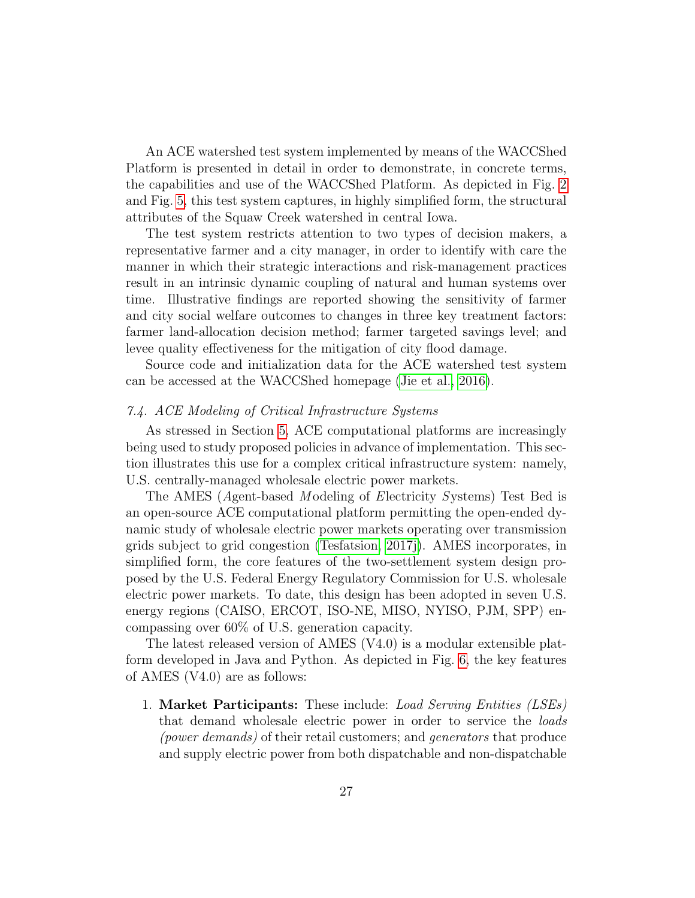An ACE watershed test system implemented by means of the WACCShed Platform is presented in detail in order to demonstrate, in concrete terms, the capabilities and use of the WACCShed Platform. As depicted in Fig. 2 and Fig. 5, this test system captures, in highly simplified form, the structural attributes of the Squaw Creek watershed in central Iowa.

The test system restricts attention to two types of decision makers, a representative farmer and a city manager, in order to identify with care the manner in which their strategic interactions and risk-management practices result in an intrinsic dynamic coupling of natural and human systems over time. Illustrative findings are reported showing the sensitivity of farmer and city social welfare outcomes to changes in three key treatment factors: farmer land-allocation decision method; farmer targeted savings level; and levee quality effectiveness for the mitigation of city flood damage.

Source code and initialization data for the ACE watershed test system can be accessed at the WACCShed homepage (Jie et al., 2016).

### *7.4. ACE Modeling of Critical Infrastructure Systems*

As stressed in Section 5, ACE computational platforms are increasingly being used to study proposed policies in advance of implementation. This section illustrates this use for a complex critical infrastructure system: namely, U.S. centrally-managed wholesale electric power markets.

The AMES (*A*gent-based *M*odeling of *E*lectricity *S*ystems) Test Bed is an open-source ACE computational platform permitting the open-ended dynamic study of wholesale electric power markets operating over transmission grids subject to grid congestion (Tesfatsion, 2017j). AMES incorporates, in simplified form, the core features of the two-settlement system design proposed by the U.S. Federal Energy Regulatory Commission for U.S. wholesale electric power markets. To date, this design has been adopted in seven U.S. energy regions (CAISO, ERCOT, ISO-NE, MISO, NYISO, PJM, SPP) encompassing over 60% of U.S. generation capacity.

The latest released version of AMES (V4.0) is a modular extensible platform developed in Java and Python. As depicted in Fig. 6, the key features of AMES (V4.0) are as follows:

1. **Market Participants:** These include: *Load Serving Entities (LSEs)* that demand wholesale electric power in order to service the *loads (power demands)* of their retail customers; and *generators* that produce and supply electric power from both dispatchable and non-dispatchable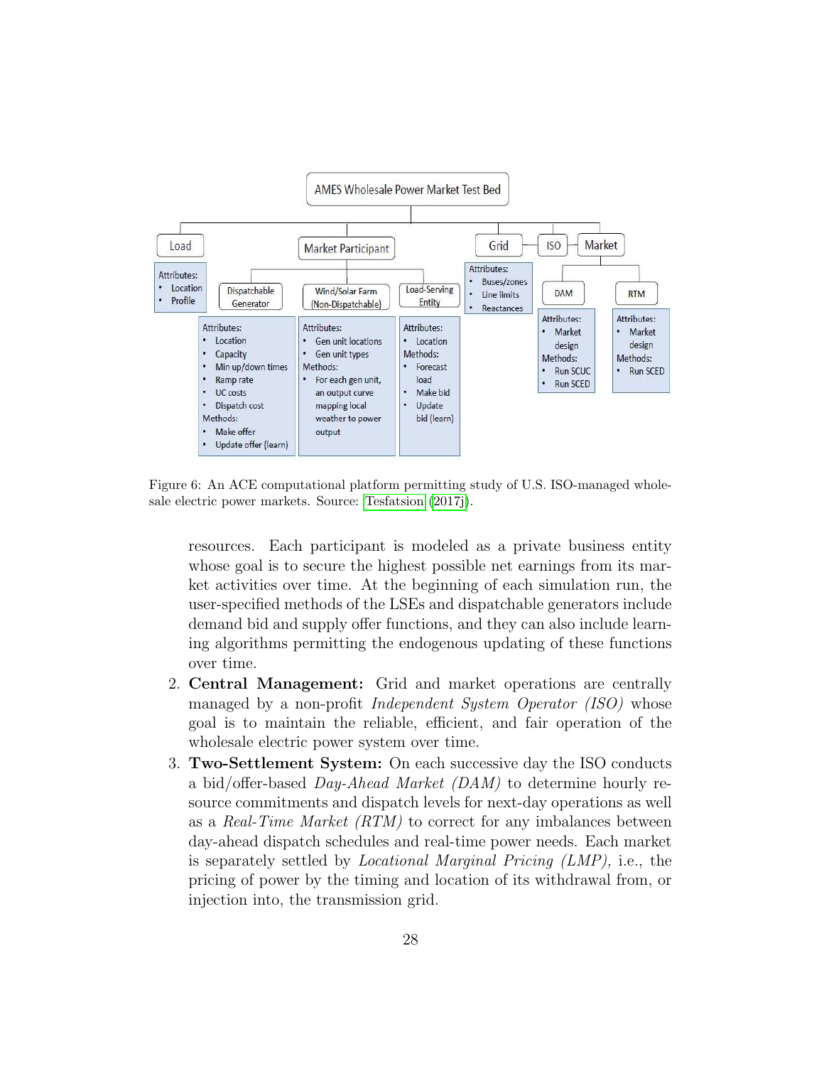Figure 6: An ACE computational platform permitting study of U.S. ISO-managed wholesale electric power markets. Source: Tesfatsion (2017j).

resources. Each participant is modeled as a private business entity whose goal is to secure the highest possible net earnings from its market activities over time. At the beginning of each simulation run, the user-specified methods of the LSEs and dispatchable generators include demand bid and supply offer functions, and they can also include learning algorithms permitting the endogenous updating of these functions over time.

2. **Central Management:** Grid and market operations are centrally managed by a non-profit *Independent System Operator (ISO)* whose goal is to maintain the reliable, efficient, and fair operation of the wholesale electric power system over time.
3. **Two-Settlement System:** On each successive day the ISO conducts a bid/offer-based *Day-Ahead Market (DAM)* to determine hourly resource commitments and dispatch levels for next-day operations as well as a *Real-Time Market (RTM)* to correct for any imbalances between day-ahead dispatch schedules and real-time power needs. Each market is separately settled by *Locational Marginal Pricing (LMP)*, i.e., the pricing of power by the timing and location of its withdrawal from, or injection into, the transmission grid.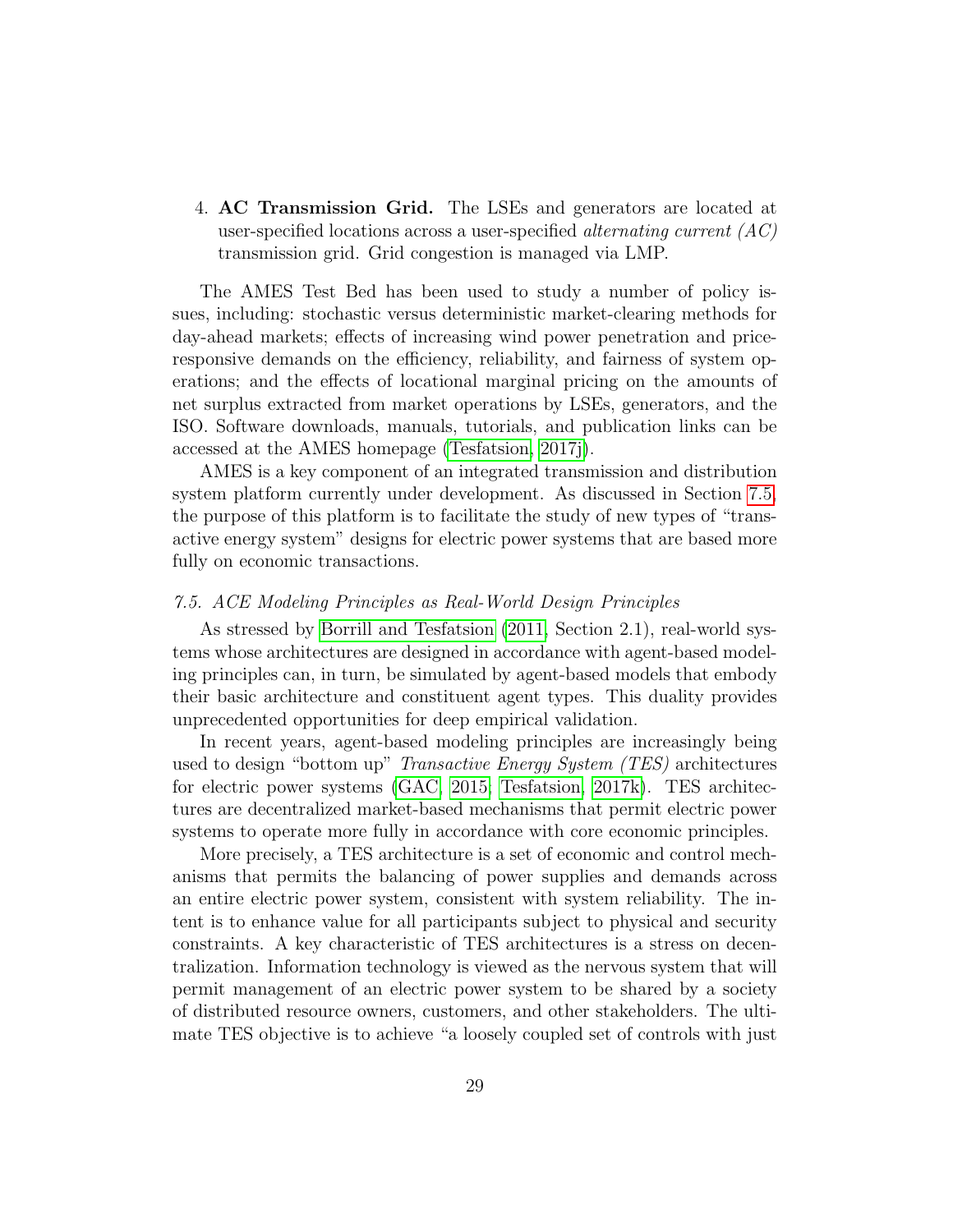4. **AC Transmission Grid.** The LSEs and generators are located at user-specified locations across a user-specified *alternating current (AC)* transmission grid. Grid congestion is managed via LMP.

The AMES Test Bed has been used to study a number of policy issues, including: stochastic versus deterministic market-clearing methods for day-ahead markets; effects of increasing wind power penetration and price-responsive demands on the efficiency, reliability, and fairness of system operations; and the effects of locational marginal pricing on the amounts of net surplus extracted from market operations by LSEs, generators, and the ISO. Software downloads, manuals, tutorials, and publication links can be accessed at the AMES homepage (Tesfatsion, 2017j).

AMES is a key component of an integrated transmission and distribution system platform currently under development. As discussed in Section 7.5, the purpose of this platform is to facilitate the study of new types of "transactive energy system" designs for electric power systems that are based more fully on economic transactions.

### *7.5. ACE Modeling Principles as Real-World Design Principles*

As stressed by Borrill and Tesfatsion (2011, Section 2.1), real-world systems whose architectures are designed in accordance with agent-based modeling principles can, in turn, be simulated by agent-based models that embody their basic architecture and constituent agent types. This duality provides unprecedented opportunities for deep empirical validation.

In recent years, agent-based modeling principles are increasingly being used to design "bottom up" *Transactive Energy System (TES)* architectures for electric power systems (GAC, 2015; Tesfatsion, 2017k). TES architectures are decentralized market-based mechanisms that permit electric power systems to operate more fully in accordance with core economic principles.

More precisely, a TES architecture is a set of economic and control mechanisms that permits the balancing of power supplies and demands across an entire electric power system, consistent with system reliability. The intent is to enhance value for all participants subject to physical and security constraints. A key characteristic of TES architectures is a stress on decentralization. Information technology is viewed as the nervous system that will permit management of an electric power system to be shared by a society of distributed resource owners, customers, and other stakeholders. The ultimate TES objective is to achieve "a loosely coupled set of controls with just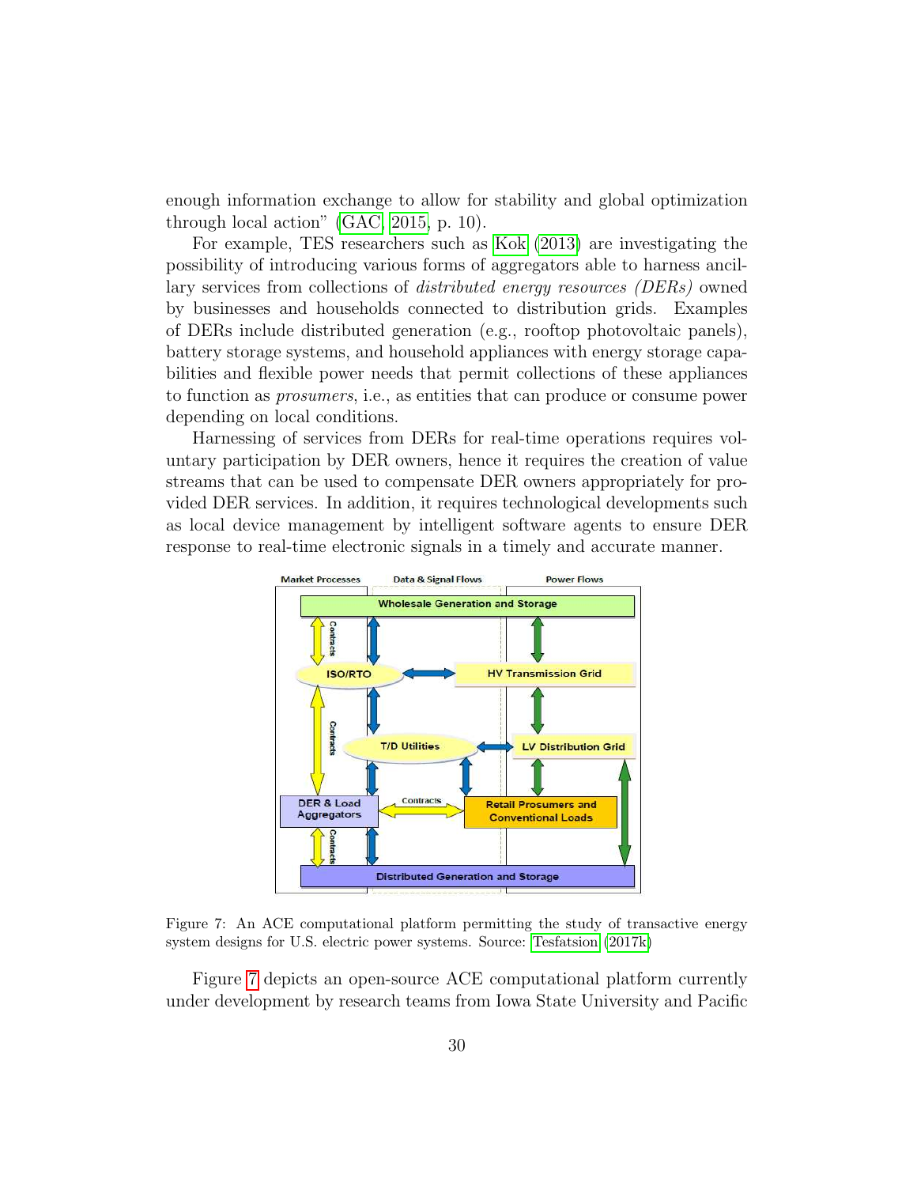enough information exchange to allow for stability and global optimization through local action" (GAC, 2015, p. 10).

For example, TES researchers such as Kok (2013) are investigating the possibility of introducing various forms of aggregators able to harness ancillary services from collections of *distributed energy resources (DERs)* owned by businesses and households connected to distribution grids. Examples of DERs include distributed generation (e.g., rooftop photovoltaic panels), battery storage systems, and household appliances with energy storage capabilities and flexible power needs that permit collections of these appliances to function as *prosumers*, i.e., as entities that can produce or consume power depending on local conditions.

Harnessing of services from DERs for real-time operations requires voluntary participation by DER owners, hence it requires the creation of value streams that can be used to compensate DER owners appropriately for provided DER services. In addition, it requires technological developments such as local device management by intelligent software agents to ensure DER response to real-time electronic signals in a timely and accurate manner.

Figure 7: An ACE computational platform permitting the study of transactive energy system designs for U.S. electric power systems. Source: Tesfatsion (2017k)

Figure 7 depicts an open-source ACE computational platform currently under development by research teams from Iowa State University and Pacific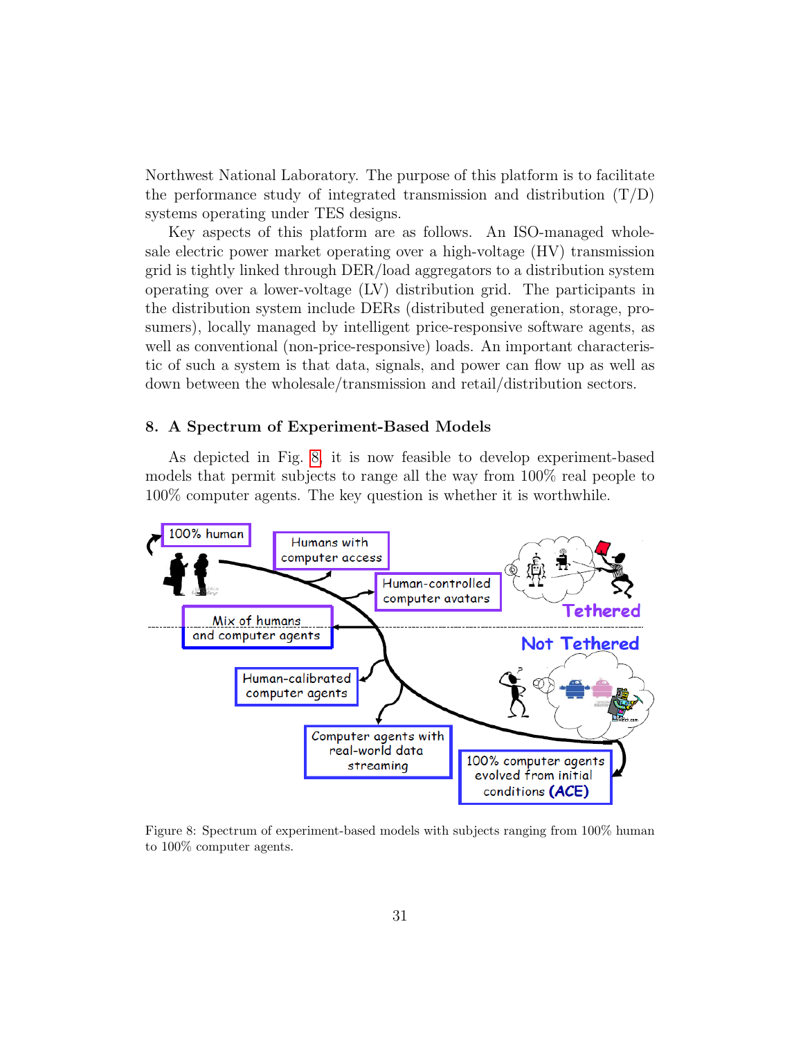Northwest National Laboratory. The purpose of this platform is to facilitate the performance study of integrated transmission and distribution (T/D) systems operating under TES designs.

Key aspects of this platform are as follows. An ISO-managed wholesale electric power market operating over a high-voltage (HV) transmission grid is tightly linked through DER/load aggregators to a distribution system operating over a lower-voltage (LV) distribution grid. The participants in the distribution system include DERs (distributed generation, storage, prosumers), locally managed by intelligent price-responsive software agents, as well as conventional (non-price-responsive) loads. An important characteristic of such a system is that data, signals, and power can flow up as well as down between the wholesale/transmission and retail/distribution sectors.

## 8. A Spectrum of Experiment-Based Models

As depicted in Fig. 8, it is now feasible to develop experiment-based models that permit subjects to range all the way from 100% real people to 100% computer agents. The key question is whether it is worthwhile.

Figure 8: Spectrum of experiment-based models with subjects ranging from 100% human to 100% computer agents.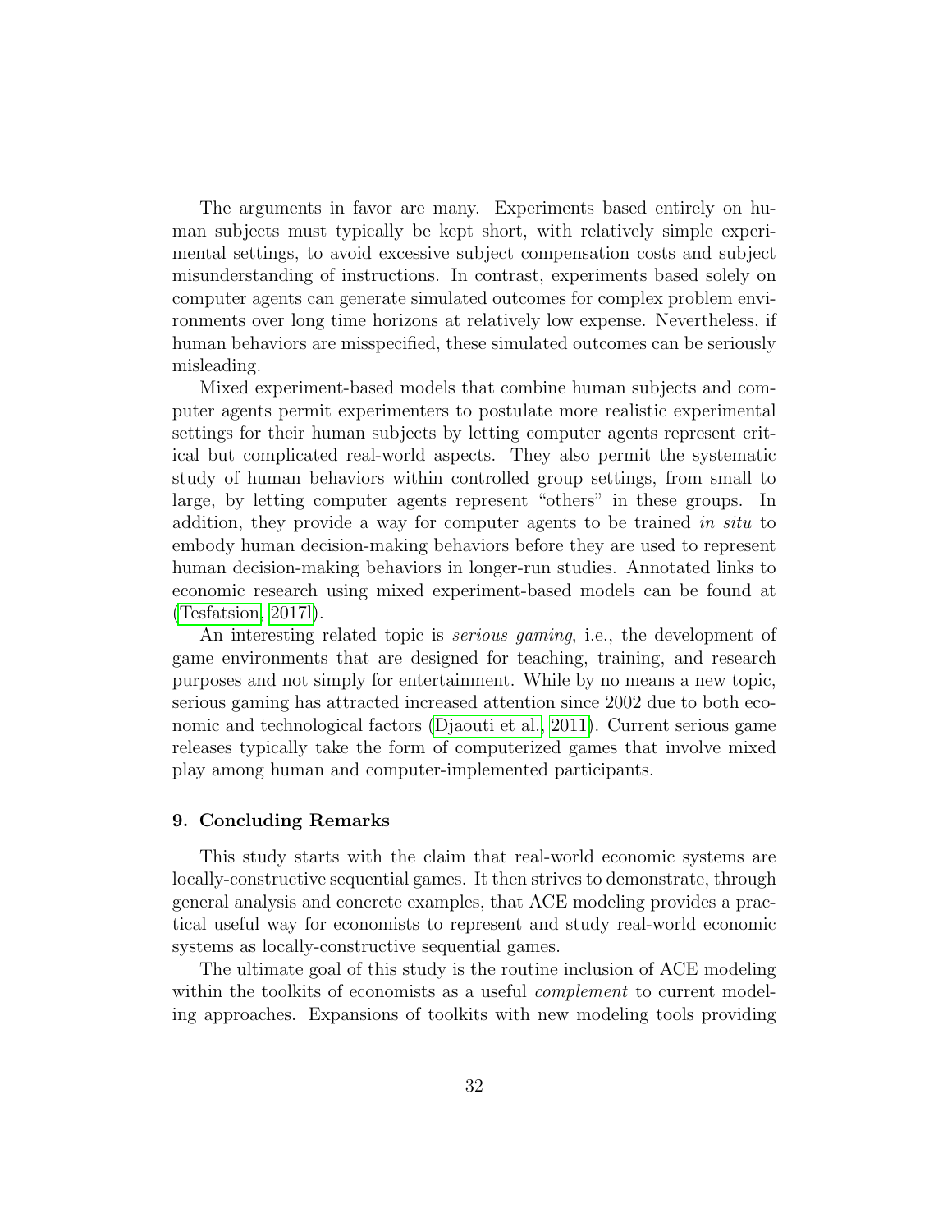The arguments in favor are many. Experiments based entirely on human subjects must typically be kept short, with relatively simple experimental settings, to avoid excessive subject compensation costs and subject misunderstanding of instructions. In contrast, experiments based solely on computer agents can generate simulated outcomes for complex problem environments over long time horizons at relatively low expense. Nevertheless, if human behaviors are misspecified, these simulated outcomes can be seriously misleading.

Mixed experiment-based models that combine human subjects and computer agents permit experimenters to postulate more realistic experimental settings for their human subjects by letting computer agents represent critical but complicated real-world aspects. They also permit the systematic study of human behaviors within controlled group settings, from small to large, by letting computer agents represent "others" in these groups. In addition, they provide a way for computer agents to be trained *in situ* to embody human decision-making behaviors before they are used to represent human decision-making behaviors in longer-run studies. Annotated links to economic research using mixed experiment-based models can be found at (Tesfatsion, 2017l).

An interesting related topic is *serious gaming*, i.e., the development of game environments that are designed for teaching, training, and research purposes and not simply for entertainment. While by no means a new topic, serious gaming has attracted increased attention since 2002 due to both economic and technological factors (Djaouti et al., 2011). Current serious game releases typically take the form of computerized games that involve mixed play among human and computer-implemented participants.

## 9. Concluding Remarks

This study starts with the claim that real-world economic systems are locally-constructive sequential games. It then strives to demonstrate, through general analysis and concrete examples, that ACE modeling provides a practical useful way for economists to represent and study real-world economic systems as locally-constructive sequential games.

The ultimate goal of this study is the routine inclusion of ACE modeling within the toolkits of economists as a useful *complement* to current modeling approaches. Expansions of toolkits with new modeling tools providing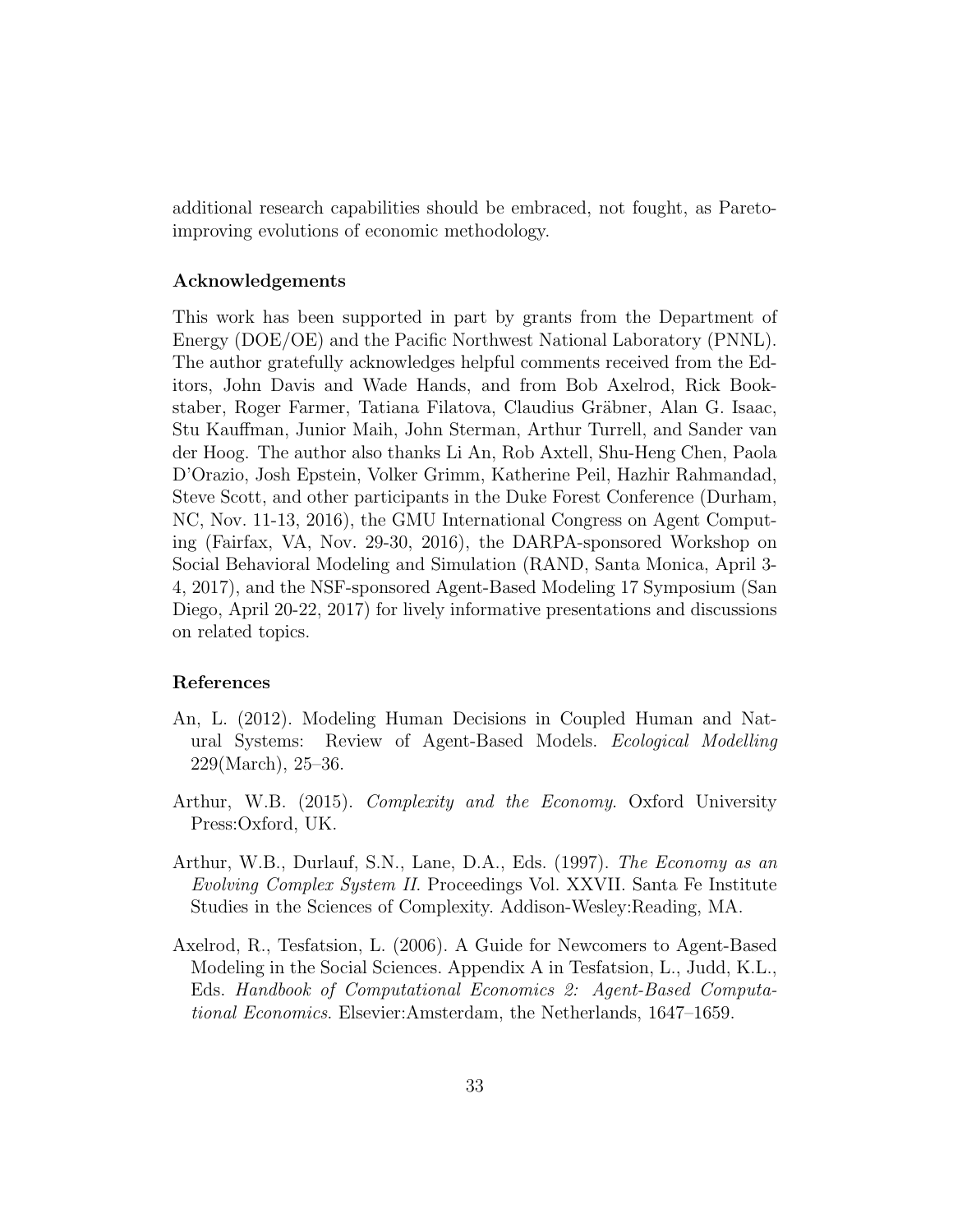additional research capabilities should be embraced, not fought, as Pareto-improving evolutions of economic methodology.

### Acknowledgements

This work has been supported in part by grants from the Department of Energy (DOE/OE) and the Pacific Northwest National Laboratory (PNNL). The author gratefully acknowledges helpful comments received from the Editors, John Davis and Wade Hands, and from Bob Axelrod, Rick Bookstaber, Roger Farmer, Tatiana Filatova, Claudius Gräbner, Alan G. Isaac, Stu Kauffman, Junior Maih, John Sterman, Arthur Turrell, and Sander van der Hoog. The author also thanks Li An, Rob Axtell, Shu-Heng Chen, Paola D'Orazio, Josh Epstein, Volker Grimm, Katherine Peil, Hazhir Rahmandad, Steve Scott, and other participants in the Duke Forest Conference (Durham, NC, Nov. 11-13, 2016), the GMU International Congress on Agent Computing (Fairfax, VA, Nov. 29-30, 2016), the DARPA-sponsored Workshop on Social Behavioral Modeling and Simulation (RAND, Santa Monica, April 3-4, 2017), and the NSF-sponsored Agent-Based Modeling 17 Symposium (San Diego, April 20-22, 2017) for lively informative presentations and discussions on related topics.

### References

An, L. (2012). Modeling Human Decisions in Coupled Human and Natural Systems: Review of Agent-Based Models. *Ecological Modelling* 229(March), 25–36.

Arthur, W.B. (2015). *Complexity and the Economy*. Oxford University Press:Oxford, UK.

Arthur, W.B., Durlauf, S.N., Lane, D.A., Eds. (1997). *The Economy as an Evolving Complex System II*. Proceedings Vol. XXVII. Santa Fe Institute Studies in the Sciences of Complexity. Addison-Wesley:Reading, MA.

Axelrod, R., Tesfatsion, L. (2006). A Guide for Newcomers to Agent-Based Modeling in the Social Sciences. Appendix A in Tesfatsion, L., Judd, K.L., Eds. *Handbook of Computational Economics 2: Agent-Based Computational Economics*. Elsevier:Amsterdam, the Netherlands, 1647–1659.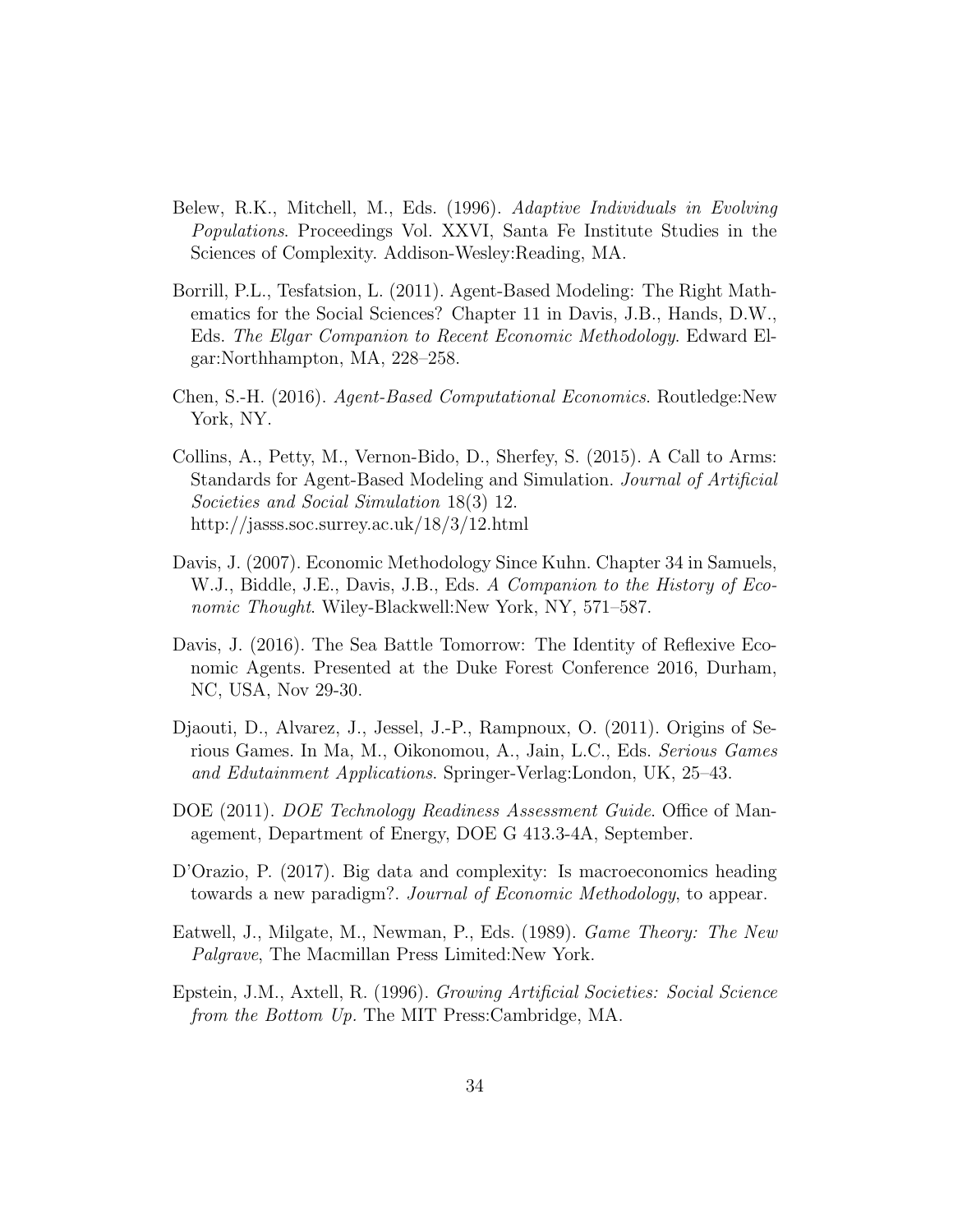Belew, R.K., Mitchell, M., Eds. (1996). *Adaptive Individuals in Evolving Populations*. Proceedings Vol. XXVI, Santa Fe Institute Studies in the Sciences of Complexity. Addison-Wesley:Reading, MA.

Borrill, P.L., Tesfatsion, L. (2011). Agent-Based Modeling: The Right Mathematics for the Social Sciences? Chapter 11 in Davis, J.B., Hands, D.W., Eds. *The Elgar Companion to Recent Economic Methodology*. Edward Elgar:Northhampton, MA, 228–258.

Chen, S.-H. (2016). *Agent-Based Computational Economics*. Routledge:New York, NY.

Collins, A., Petty, M., Vernon-Bido, D., Sherfey, S. (2015). A Call to Arms: Standards for Agent-Based Modeling and Simulation. *Journal of Artificial Societies and Social Simulation* 18(3) 12. http://jasss.soc.surrey.ac.uk/18/3/12.html

Davis, J. (2007). Economic Methodology Since Kuhn. Chapter 34 in Samuels, W.J., Biddle, J.E., Davis, J.B., Eds. *A Companion to the History of Economic Thought*. Wiley-Blackwell:New York, NY, 571–587.

Davis, J. (2016). The Sea Battle Tomorrow: The Identity of Reflexive Economic Agents. Presented at the Duke Forest Conference 2016, Durham, NC, USA, Nov 29-30.

Djaouti, D., Alvarez, J., Jessel, J.-P., Rampnoux, O. (2011). Origins of Serious Games. In Ma, M., Oikonomou, A., Jain, L.C., Eds. *Serious Games and Edutainment Applications*. Springer-Verlag:London, UK, 25–43.

DOE (2011). *DOE Technology Readiness Assessment Guide*. Office of Management, Department of Energy, DOE G 413.3-4A, September.

D'Orazio, P. (2017). Big data and complexity: Is macroeconomics heading towards a new paradigm?. *Journal of Economic Methodology*, to appear.

Eatwell, J., Milgate, M., Newman, P., Eds. (1989). *Game Theory: The New Palgrave*, The Macmillan Press Limited:New York.

Epstein, J.M., Axtell, R. (1996). *Growing Artificial Societies: Social Science from the Bottom Up.* The MIT Press:Cambridge, MA.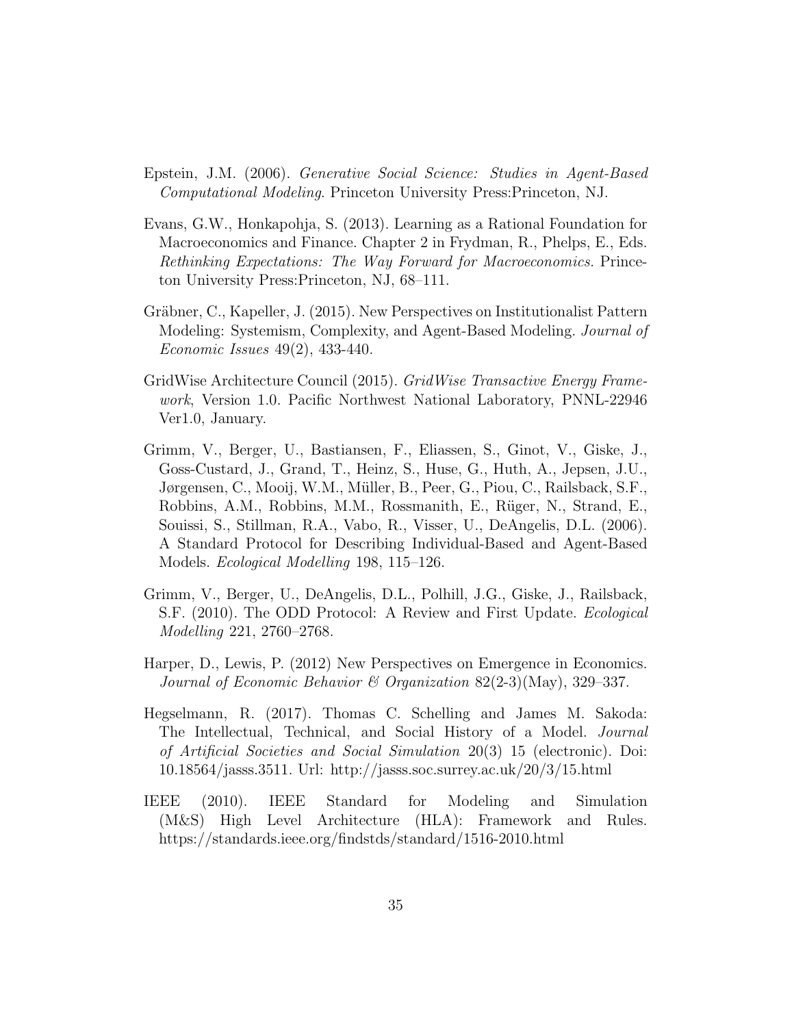Epstein, J.M. (2006). *Generative Social Science: Studies in Agent-Based Computational Modeling*. Princeton University Press:Princeton, NJ.

Evans, G.W., Honkapohja, S. (2013). Learning as a Rational Foundation for Macroeconomics and Finance. Chapter 2 in Frydman, R., Phelps, E., Eds. *Rethinking Expectations: The Way Forward for Macroeconomics.* Princeton University Press:Princeton, NJ, 68–111.

Gräbner, C., Kapeller, J. (2015). New Perspectives on Institutionalist Pattern Modeling: Systemism, Complexity, and Agent-Based Modeling. *Journal of Economic Issues* 49(2), 433-440.

GridWise Architecture Council (2015). *GridWise Transactive Energy Framework*, Version 1.0. Pacific Northwest National Laboratory, PNNL-22946 Ver1.0, January.

Grimm, V., Berger, U., Bastiansen, F., Eliassen, S., Ginot, V., Giske, J., Goss-Custard, J., Grand, T., Heinz, S., Huse, G., Huth, A., Jepsen, J.U., Jørgensen, C., Mooij, W.M., Müller, B., Peer, G., Piou, C., Railsback, S.F., Robbins, A.M., Robbins, M.M., Rossmanith, E., Rüger, N., Strand, E., Souissi, S., Stillman, R.A., Vabo, R., Visser, U., DeAngelis, D.L. (2006). A Standard Protocol for Describing Individual-Based and Agent-Based Models. *Ecological Modelling* 198, 115–126.

Grimm, V., Berger, U., DeAngelis, D.L., Polhill, J.G., Giske, J., Railsback, S.F. (2010). The ODD Protocol: A Review and First Update. *Ecological Modelling* 221, 2760–2768.

Harper, D., Lewis, P. (2012) New Perspectives on Emergence in Economics. *Journal of Economic Behavior & Organization* 82(2-3)(May), 329–337.

Hegselmann, R. (2017). Thomas C. Schelling and James M. Sakoda: The Intellectual, Technical, and Social History of a Model. *Journal of Artificial Societies and Social Simulation* 20(3) 15 (electronic). Doi: 10.18564/jasss.3511. Url: http://jasss.soc.surrey.ac.uk/20/3/15.html

IEEE (2010). IEEE Standard for Modeling and Simulation (M&S) High Level Architecture (HLA): Framework and Rules. https://standards.ieee.org/findstds/standard/1516-2010.html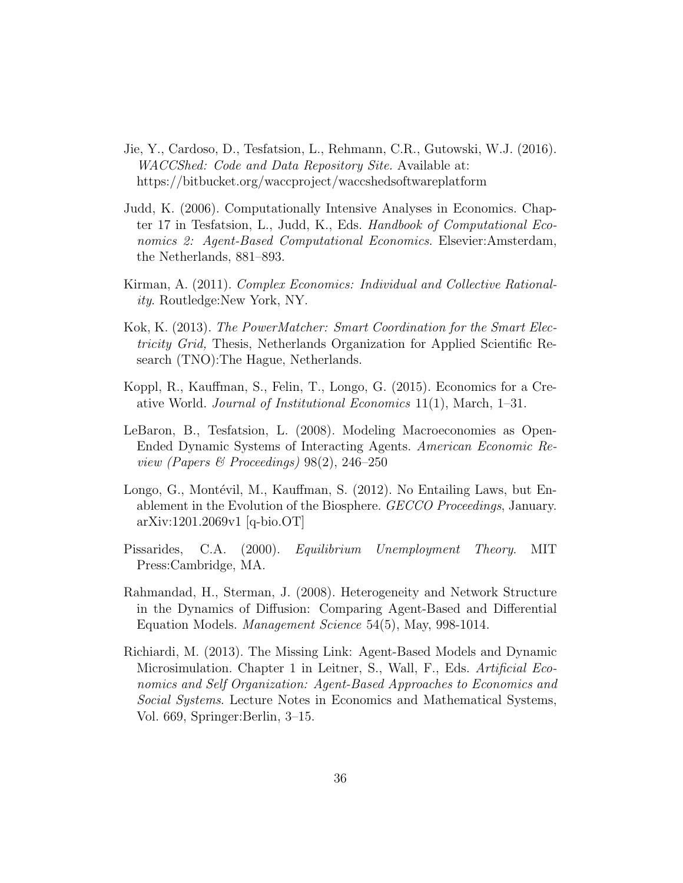Jie, Y., Cardoso, D., Tesfatsion, L., Rehmann, C.R., Gutowski, W.J. (2016). *WACCShed: Code and Data Repository Site.* Available at: https://bitbucket.org/waccproject/waccshedsoftwareplatform

Judd, K. (2006). Computationally Intensive Analyses in Economics. Chapter 17 in Tesfatsion, L., Judd, K., Eds. *Handbook of Computational Economics 2: Agent-Based Computational Economics*. Elsevier:Amsterdam, the Netherlands, 881–893.

Kirman, A. (2011). *Complex Economics: Individual and Collective Rationality*. Routledge:New York, NY.

Kok, K. (2013). *The PowerMatcher: Smart Coordination for the Smart Electricity Grid,* Thesis, Netherlands Organization for Applied Scientific Research (TNO):The Hague, Netherlands.

Koppl, R., Kauffman, S., Felin, T., Longo, G. (2015). Economics for a Creative World. *Journal of Institutional Economics* 11(1), March, 1–31.

LeBaron, B., Tesfatsion, L. (2008). Modeling Macroeconomies as Open-Ended Dynamic Systems of Interacting Agents. *American Economic Review (Papers & Proceedings)* 98(2), 246–250

Longo, G., Montévil, M., Kauffman, S. (2012). No Entailing Laws, but Enablement in the Evolution of the Biosphere. *GECCO Proceedings*, January. arXiv:1201.2069v1 [q-bio.OT]

Pissarides, C.A. (2000). *Equilibrium Unemployment Theory*. MIT Press:Cambridge, MA.

Rahmandad, H., Sterman, J. (2008). Heterogeneity and Network Structure in the Dynamics of Diffusion: Comparing Agent-Based and Differential Equation Models. *Management Science* 54(5), May, 998-1014.

Richiardi, M. (2013). The Missing Link: Agent-Based Models and Dynamic Microsimulation. Chapter 1 in Leitner, S., Wall, F., Eds. *Artificial Economics and Self Organization: Agent-Based Approaches to Economics and Social Systems*. Lecture Notes in Economics and Mathematical Systems, Vol. 669, Springer:Berlin, 3–15.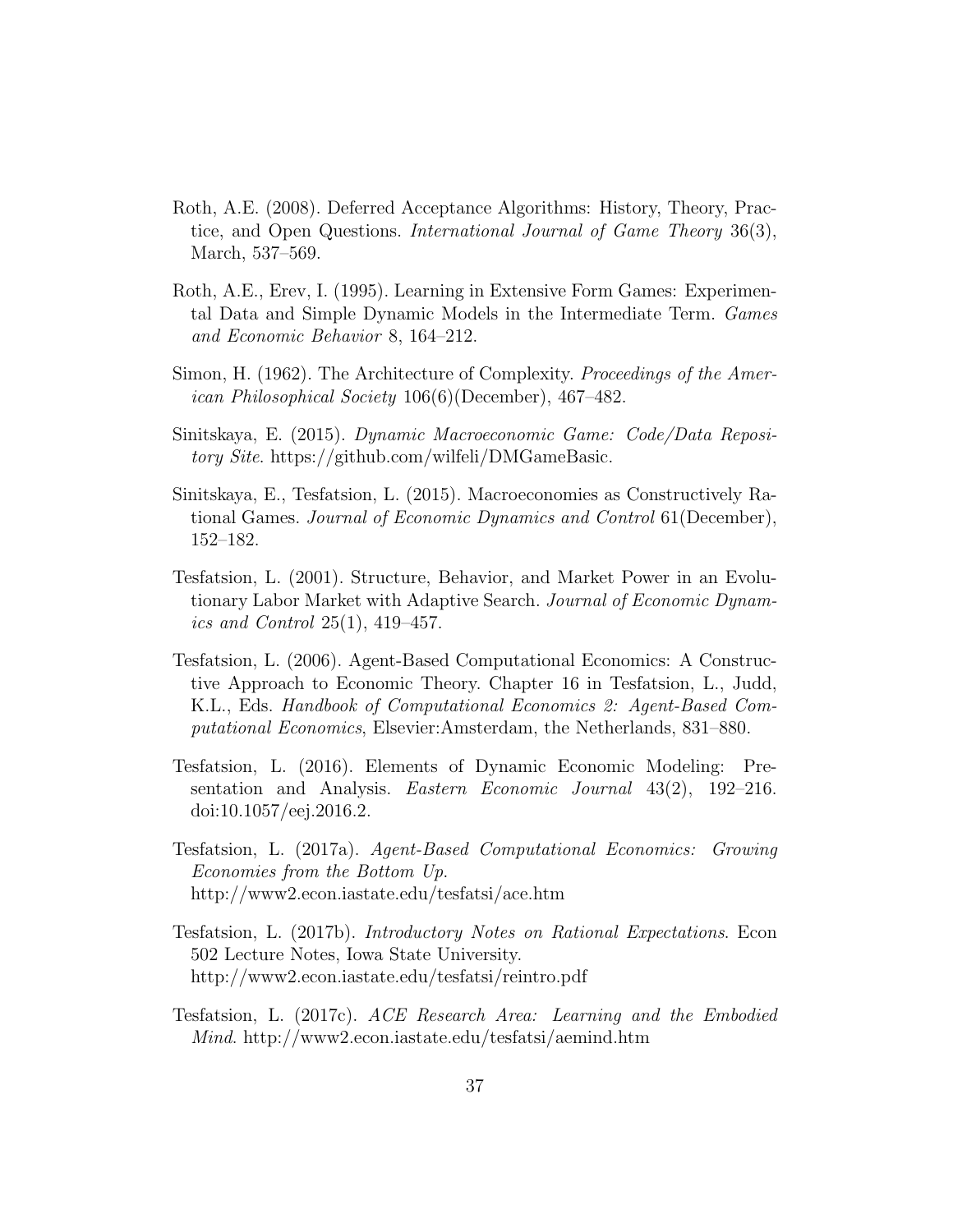Roth, A.E. (2008). Deferred Acceptance Algorithms: History, Theory, Practice, and Open Questions. *International Journal of Game Theory* 36(3), March, 537–569.

Roth, A.E., Erev, I. (1995). Learning in Extensive Form Games: Experimental Data and Simple Dynamic Models in the Intermediate Term. *Games and Economic Behavior* 8, 164–212.

Simon, H. (1962). The Architecture of Complexity. *Proceedings of the American Philosophical Society* 106(6)(December), 467–482.

Sinitskaya, E. (2015). *Dynamic Macroeconomic Game: Code/Data Repository Site*. https://github.com/wilfeli/DMGameBasic.

Sinitskaya, E., Tesfatsion, L. (2015). Macroeconomies as Constructively Rational Games. *Journal of Economic Dynamics and Control* 61(December), 152–182.

Tesfatsion, L. (2001). Structure, Behavior, and Market Power in an Evolutionary Labor Market with Adaptive Search. *Journal of Economic Dynamics and Control* 25(1), 419–457.

Tesfatsion, L. (2006). Agent-Based Computational Economics: A Constructive Approach to Economic Theory. Chapter 16 in Tesfatsion, L., Judd, K.L., Eds. *Handbook of Computational Economics 2: Agent-Based Computational Economics*, Elsevier:Amsterdam, the Netherlands, 831–880.

Tesfatsion, L. (2016). Elements of Dynamic Economic Modeling: Presentation and Analysis. *Eastern Economic Journal* 43(2), 192–216. doi:10.1057/eej.2016.2.

Tesfatsion, L. (2017a). *Agent-Based Computational Economics: Growing Economies from the Bottom Up*. http://www2.econ.iastate.edu/tesfatsi/ace.htm

Tesfatsion, L. (2017b). *Introductory Notes on Rational Expectations*. Econ 502 Lecture Notes, Iowa State University. http://www2.econ.iastate.edu/tesfatsi/reintro.pdf

Tesfatsion, L. (2017c). *ACE Research Area: Learning and the Embodied Mind*. http://www2.econ.iastate.edu/tesfatsi/aemind.htm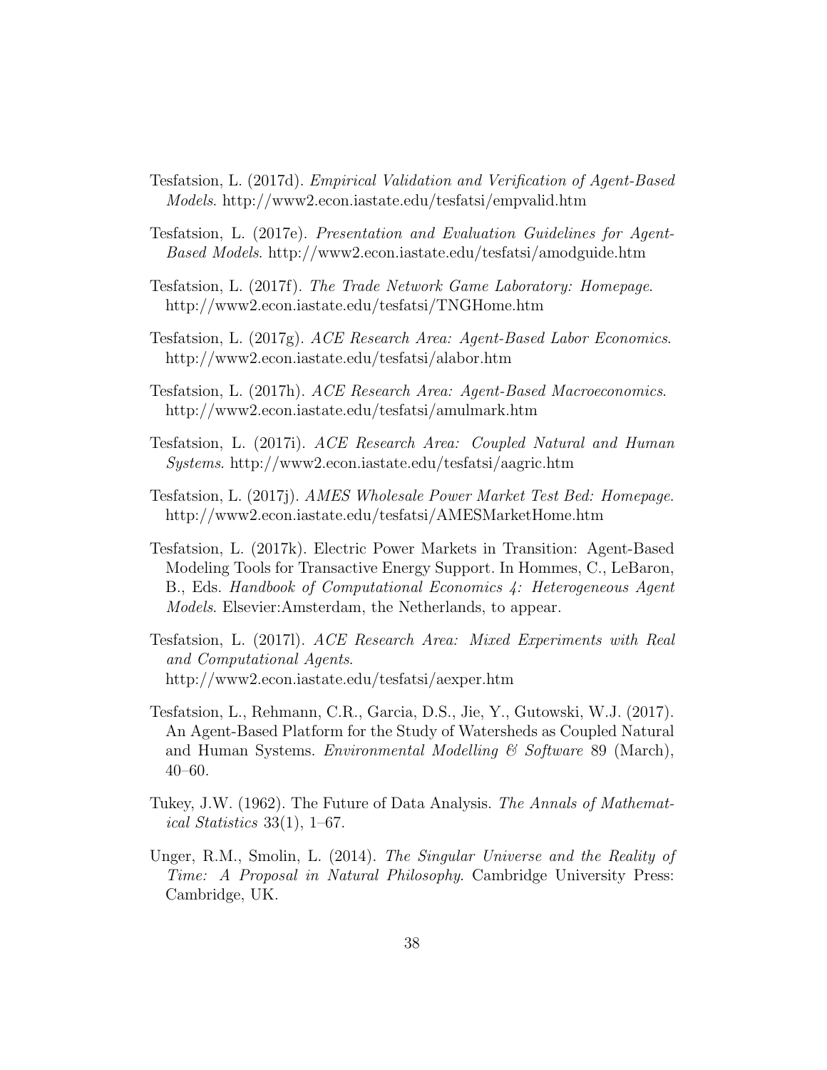Tesfatsion, L. (2017d). *Empirical Validation and Verification of Agent-Based Models*. http://www2.econ.iastate.edu/tesfatsi/empvalid.htm

Tesfatsion, L. (2017e). *Presentation and Evaluation Guidelines for Agent-Based Models*. http://www2.econ.iastate.edu/tesfatsi/amodguide.htm

Tesfatsion, L. (2017f). *The Trade Network Game Laboratory: Homepage*. http://www2.econ.iastate.edu/tesfatsi/TNGHome.htm

Tesfatsion, L. (2017g). *ACE Research Area: Agent-Based Labor Economics*. http://www2.econ.iastate.edu/tesfatsi/alabor.htm

Tesfatsion, L. (2017h). *ACE Research Area: Agent-Based Macroeconomics*. http://www2.econ.iastate.edu/tesfatsi/amulmark.htm

Tesfatsion, L. (2017i). *ACE Research Area: Coupled Natural and Human Systems*. http://www2.econ.iastate.edu/tesfatsi/aagric.htm

Tesfatsion, L. (2017j). *AMES Wholesale Power Market Test Bed: Homepage*. http://www2.econ.iastate.edu/tesfatsi/AMESMarketHome.htm

Tesfatsion, L. (2017k). Electric Power Markets in Transition: Agent-Based Modeling Tools for Transactive Energy Support. In Hommes, C., LeBaron, B., Eds. *Handbook of Computational Economics 4: Heterogeneous Agent Models*. Elsevier:Amsterdam, the Netherlands, to appear.

Tesfatsion, L. (2017l). *ACE Research Area: Mixed Experiments with Real and Computational Agents*. http://www2.econ.iastate.edu/tesfatsi/aexper.htm

Tesfatsion, L., Rehmann, C.R., Garcia, D.S., Jie, Y., Gutowski, W.J. (2017). An Agent-Based Platform for the Study of Watersheds as Coupled Natural and Human Systems. *Environmental Modelling & Software* 89 (March), 40–60.

Tukey, J.W. (1962). The Future of Data Analysis. *The Annals of Mathematical Statistics* 33(1), 1–67.

Unger, R.M., Smolin, L. (2014). *The Singular Universe and the Reality of Time: A Proposal in Natural Philosophy*. Cambridge University Press: Cambridge, UK.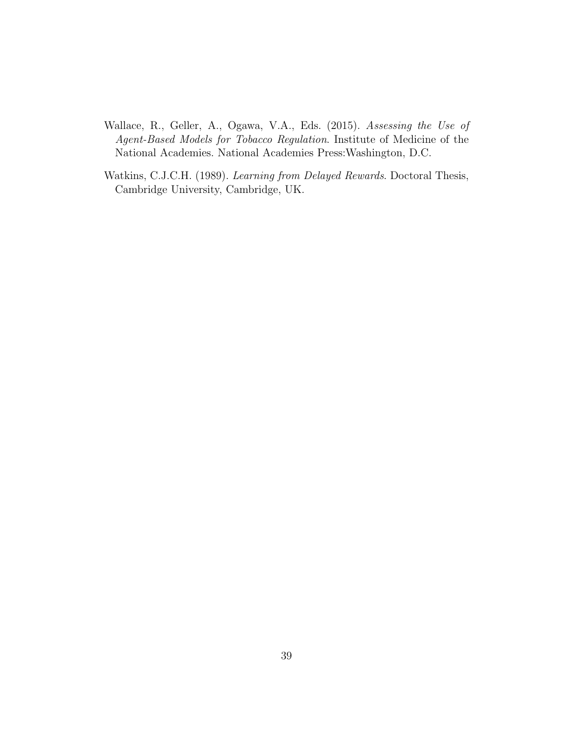Wallace, R., Geller, A., Ogawa, V.A., Eds. (2015). *Assessing the Use of Agent-Based Models for Tobacco Regulation*. Institute of Medicine of the National Academies. National Academies Press:Washington, D.C.

Watkins, C.J.C.H. (1989). *Learning from Delayed Rewards*. Doctoral Thesis, Cambridge University, Cambridge, UK.